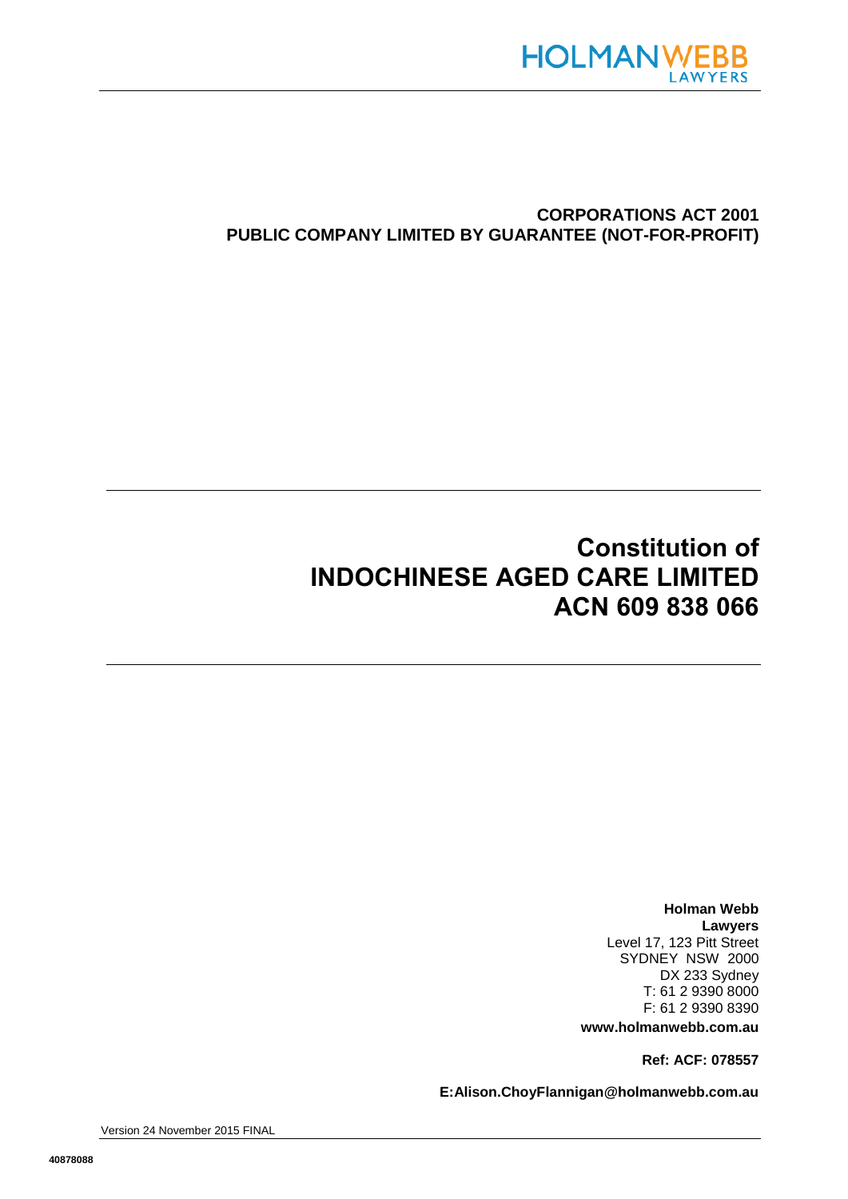HOLMAN WEBB LAWYERS

**CORPORATIONS ACT 2001**
**PUBLIC COMPANY LIMITED BY GUARANTEE (NOT-FOR-PROFIT)**

# Constitution of INDOCHINESE AGED CARE LIMITED ACN 609 838 066

**Holman Webb Lawyers**
Level 17, 123 Pitt Street
SYDNEY NSW 2000
DX 233 Sydney
T: 61 2 9390 8000
F: 61 2 9390 8390
**www.holmanwebb.com.au**

**Ref: ACF: 078557**

**E:Alison.ChoyFlannigan@holmanwebb.com.au**

Version 24 November 2015 FINAL

40878088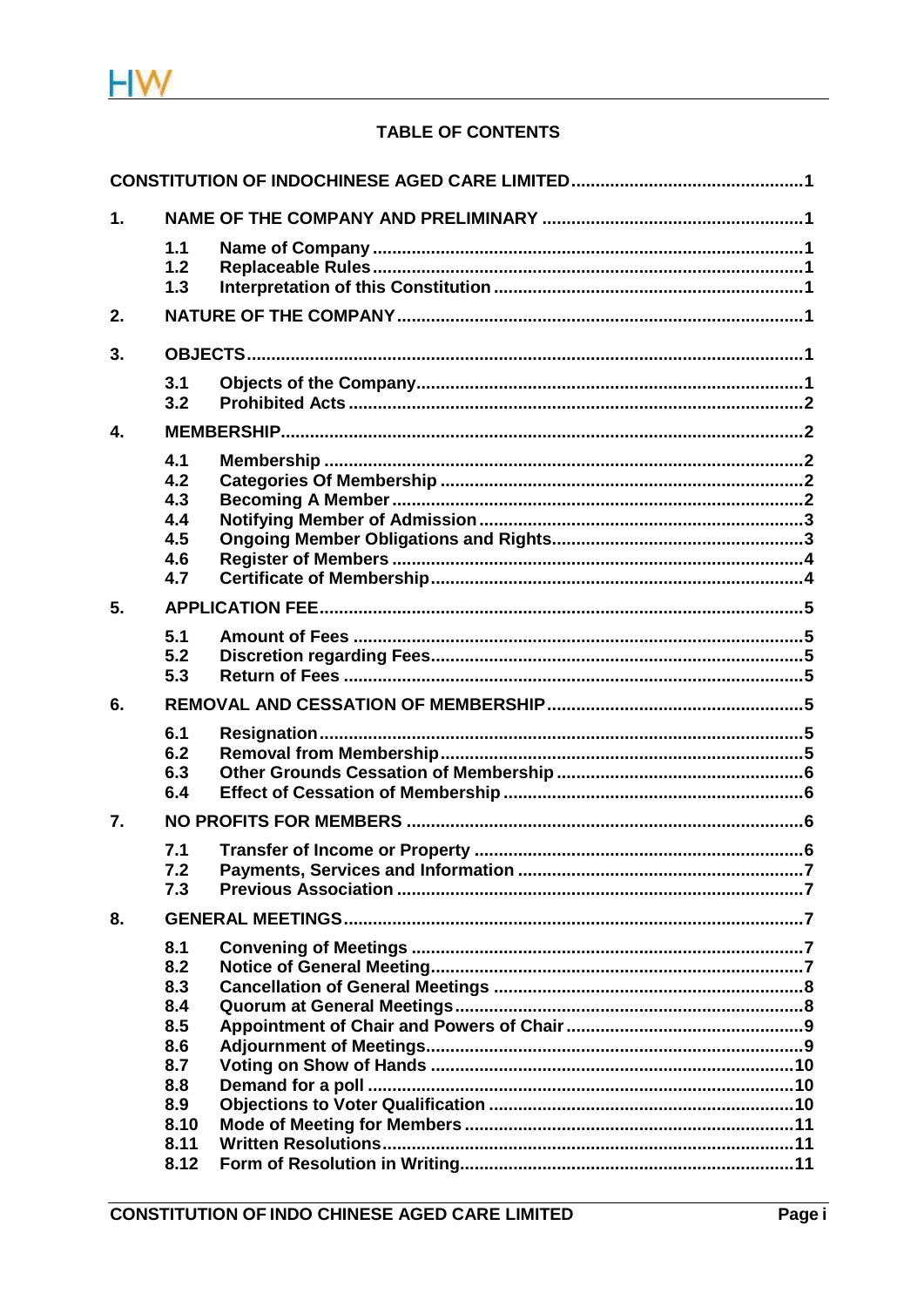## TABLE OF CONTENTS

**CONSTITUTION OF INDOCHINESE AGED CARE LIMITED** ........................................ 1

**1. NAME OF THE COMPANY AND PRELIMINARY** ........................................ 1

- 1.1 Name of Company ........................................ 1
- 1.2 Replaceable Rules ........................................ 1
- 1.3 Interpretation of this Constitution ........................................ 1

**2. NATURE OF THE COMPANY** ........................................ 1

**3. OBJECTS** ........................................ 1

- 3.1 Objects of the Company ........................................ 1
- 3.2 Prohibited Acts ........................................ 2

**4. MEMBERSHIP** ........................................ 2

- 4.1 Membership ........................................ 2
- 4.2 Categories Of Membership ........................................ 2
- 4.3 Becoming A Member ........................................ 2
- 4.4 Notifying Member of Admission ........................................ 3
- 4.5 Ongoing Member Obligations and Rights ........................................ 3
- 4.6 Register of Members ........................................ 4
- 4.7 Certificate of Membership ........................................ 4

**5. APPLICATION FEE** ........................................ 5

- 5.1 Amount of Fees ........................................ 5
- 5.2 Discretion regarding Fees ........................................ 5
- 5.3 Return of Fees ........................................ 5

**6. REMOVAL AND CESSATION OF MEMBERSHIP** ........................................ 5

- 6.1 Resignation ........................................ 5
- 6.2 Removal from Membership ........................................ 5
- 6.3 Other Grounds Cessation of Membership ........................................ 6
- 6.4 Effect of Cessation of Membership ........................................ 6

**7. NO PROFITS FOR MEMBERS** ........................................ 6

- 7.1 Transfer of Income or Property ........................................ 6
- 7.2 Payments, Services and Information ........................................ 7
- 7.3 Previous Association ........................................ 7

**8. GENERAL MEETINGS** ........................................ 7

- 8.1 Convening of Meetings ........................................ 7
- 8.2 Notice of General Meeting ........................................ 7
- 8.3 Cancellation of General Meetings ........................................ 8
- 8.4 Quorum at General Meetings ........................................ 8
- 8.5 Appointment of Chair and Powers of Chair ........................................ 9
- 8.6 Adjournment of Meetings ........................................ 9
- 8.7 Voting on Show of Hands ........................................ 10
- 8.8 Demand for a poll ........................................ 10
- 8.9 Objections to Voter Qualification ........................................ 10
- 8.10 Mode of Meeting for Members ........................................ 11
- 8.11 Written Resolutions ........................................ 11
- 8.12 Form of Resolution in Writing ........................................ 11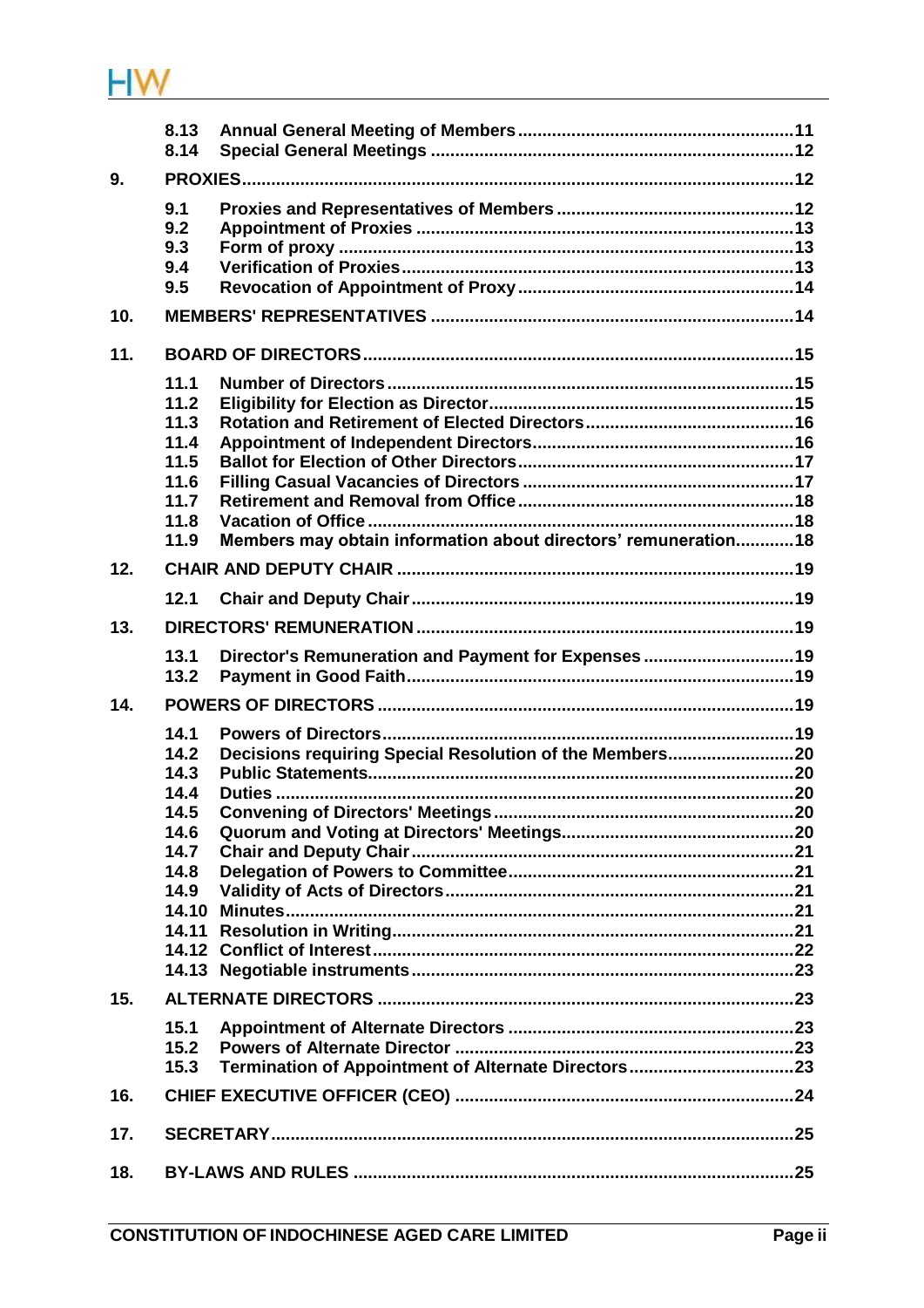| | | |
|---|---|---|
| | 8.13 Annual General Meeting of Members | 11 |
| | 8.14 Special General Meetings | 12 |
| **9.** | **PROXIES** | **12** |
| | 9.1 Proxies and Representatives of Members | 12 |
| | 9.2 Appointment of Proxies | 13 |
| | 9.3 Form of proxy | 13 |
| | 9.4 Verification of Proxies | 13 |
| | 9.5 Revocation of Appointment of Proxy | 14 |
| **10.** | **MEMBERS' REPRESENTATIVES** | **14** |
| **11.** | **BOARD OF DIRECTORS** | **15** |
| | 11.1 Number of Directors | 15 |
| | 11.2 Eligibility for Election as Director | 15 |
| | 11.3 Rotation and Retirement of Elected Directors | 16 |
| | 11.4 Appointment of Independent Directors | 16 |
| | 11.5 Ballot for Election of Other Directors | 17 |
| | 11.6 Filling Casual Vacancies of Directors | 17 |
| | 11.7 Retirement and Removal from Office | 18 |
| | 11.8 Vacation of Office | 18 |
| | 11.9 Members may obtain information about directors' remuneration | 18 |
| **12.** | **CHAIR AND DEPUTY CHAIR** | **19** |
| | 12.1 Chair and Deputy Chair | 19 |
| **13.** | **DIRECTORS' REMUNERATION** | **19** |
| | 13.1 Director's Remuneration and Payment for Expenses | 19 |
| | 13.2 Payment in Good Faith | 19 |
| **14.** | **POWERS OF DIRECTORS** | **19** |
| | 14.1 Powers of Directors | 19 |
| | 14.2 Decisions requiring Special Resolution of the Members | 20 |
| | 14.3 Public Statements | 20 |
| | 14.4 Duties | 20 |
| | 14.5 Convening of Directors' Meetings | 20 |
| | 14.6 Quorum and Voting at Directors' Meetings | 20 |
| | 14.7 Chair and Deputy Chair | 21 |
| | 14.8 Delegation of Powers to Committee | 21 |
| | 14.9 Validity of Acts of Directors | 21 |
| | 14.10 Minutes | 21 |
| | 14.11 Resolution in Writing | 21 |
| | 14.12 Conflict of Interest | 22 |
| | 14.13 Negotiable instruments | 23 |
| **15.** | **ALTERNATE DIRECTORS** | **23** |
| | 15.1 Appointment of Alternate Directors | 23 |
| | 15.2 Powers of Alternate Director | 23 |
| | 15.3 Termination of Appointment of Alternate Directors | 23 |
| **16.** | **CHIEF EXECUTIVE OFFICER (CEO)** | **24** |
| **17.** | **SECRETARY** | **25** |
| **18.** | **BY-LAWS AND RULES** | **25** |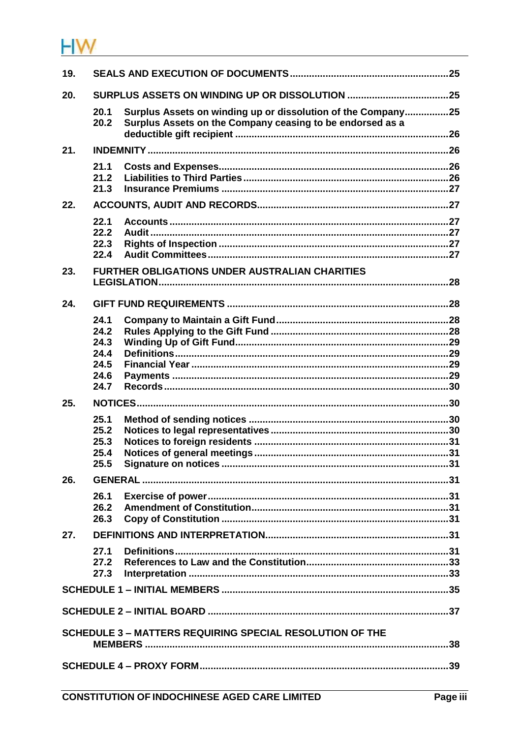19. **SEALS AND EXECUTION OF DOCUMENTS** ........ 25

20. **SURPLUS ASSETS ON WINDING UP OR DISSOLUTION** ........ 25

- 20.1 Surplus Assets on winding up or dissolution of the Company ........ 25
- 20.2 Surplus Assets on the Company ceasing to be endorsed as a deductible gift recipient ........ 26

21. **INDEMNITY** ........ 26

- 21.1 Costs and Expenses ........ 26
- 21.2 Liabilities to Third Parties ........ 26
- 21.3 Insurance Premiums ........ 27

22. **ACCOUNTS, AUDIT AND RECORDS** ........ 27

- 22.1 Accounts ........ 27
- 22.2 Audit ........ 27
- 22.3 Rights of Inspection ........ 27
- 22.4 Audit Committees ........ 27

23. **FURTHER OBLIGATIONS UNDER AUSTRALIAN CHARITIES LEGISLATION** ........ 28

24. **GIFT FUND REQUIREMENTS** ........ 28

- 24.1 Company to Maintain a Gift Fund ........ 28
- 24.2 Rules Applying to the Gift Fund ........ 28
- 24.3 Winding Up of Gift Fund ........ 29
- 24.4 Definitions ........ 29
- 24.5 Financial Year ........ 29
- 24.6 Payments ........ 29
- 24.7 Records ........ 30

25. **NOTICES** ........ 30

- 25.1 Method of sending notices ........ 30
- 25.2 Notices to legal representatives ........ 30
- 25.3 Notices to foreign residents ........ 31
- 25.4 Notices of general meetings ........ 31
- 25.5 Signature on notices ........ 31

26. **GENERAL** ........ 31

- 26.1 Exercise of power ........ 31
- 26.2 Amendment of Constitution ........ 31
- 26.3 Copy of Constitution ........ 31

27. **DEFINITIONS AND INTERPRETATION** ........ 31

- 27.1 Definitions ........ 31
- 27.2 References to Law and the Constitution ........ 33
- 27.3 Interpretation ........ 33

**SCHEDULE 1 – INITIAL MEMBERS** ........ 35

**SCHEDULE 2 – INITIAL BOARD** ........ 37

**SCHEDULE 3 – MATTERS REQUIRING SPECIAL RESOLUTION OF THE MEMBERS** ........ 38

**SCHEDULE 4 – PROXY FORM** ........ 39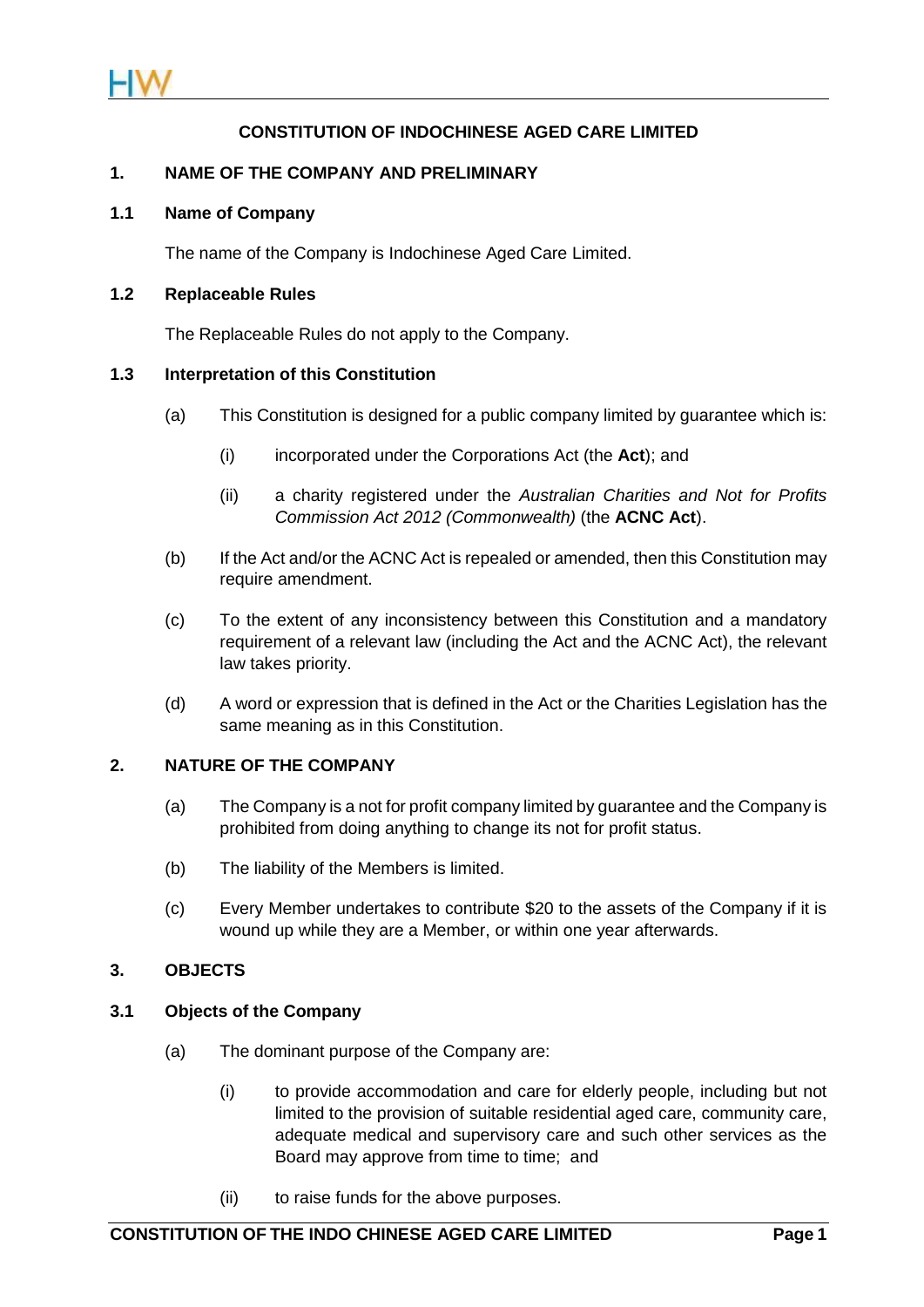# CONSTITUTION OF INDOCHINESE AGED CARE LIMITED

## 1. NAME OF THE COMPANY AND PRELIMINARY

### 1.1 Name of Company

The name of the Company is Indochinese Aged Care Limited.

### 1.2 Replaceable Rules

The Replaceable Rules do not apply to the Company.

### 1.3 Interpretation of this Constitution

(a) This Constitution is designed for a public company limited by guarantee which is:

(i) incorporated under the Corporations Act (the **Act**); and

(ii) a charity registered under the *Australian Charities and Not for Profits Commission Act 2012 (Commonwealth)* (the **ACNC Act**).

(b) If the Act and/or the ACNC Act is repealed or amended, then this Constitution may require amendment.

(c) To the extent of any inconsistency between this Constitution and a mandatory requirement of a relevant law (including the Act and the ACNC Act), the relevant law takes priority.

(d) A word or expression that is defined in the Act or the Charities Legislation has the same meaning as in this Constitution.

## 2. NATURE OF THE COMPANY

(a) The Company is a not for profit company limited by guarantee and the Company is prohibited from doing anything to change its not for profit status.

(b) The liability of the Members is limited.

(c) Every Member undertakes to contribute $20 to the assets of the Company if it is wound up while they are a Member, or within one year afterwards.

## 3. OBJECTS

### 3.1 Objects of the Company

(a) The dominant purpose of the Company are:

(i) to provide accommodation and care for elderly people, including but not limited to the provision of suitable residential aged care, community care, adequate medical and supervisory care and such other services as the Board may approve from time to time; and

(ii) to raise funds for the above purposes.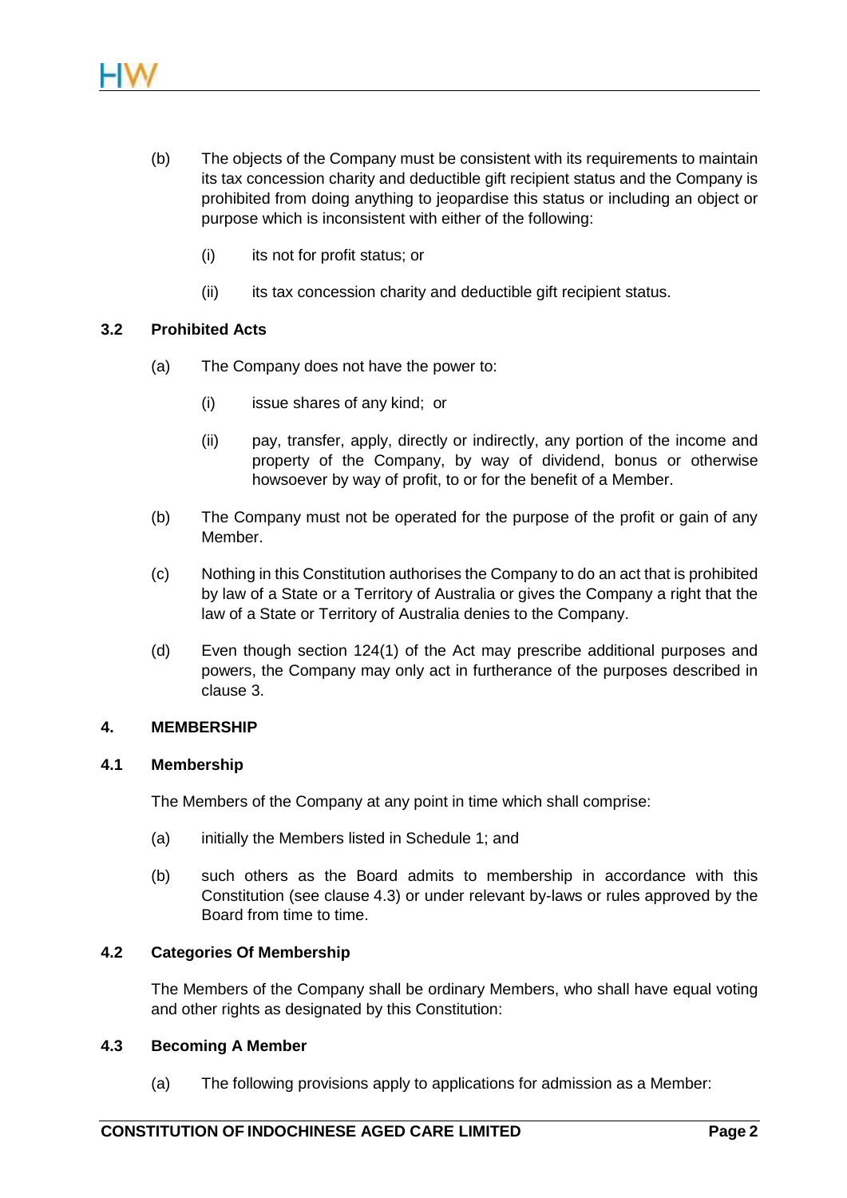(b) The objects of the Company must be consistent with its requirements to maintain its tax concession charity and deductible gift recipient status and the Company is prohibited from doing anything to jeopardise this status or including an object or purpose which is inconsistent with either of the following:

   (i) its not for profit status; or

   (ii) its tax concession charity and deductible gift recipient status.

### 3.2 Prohibited Acts

(a) The Company does not have the power to:

   (i) issue shares of any kind; or

   (ii) pay, transfer, apply, directly or indirectly, any portion of the income and property of the Company, by way of dividend, bonus or otherwise howsoever by way of profit, to or for the benefit of a Member.

(b) The Company must not be operated for the purpose of the profit or gain of any Member.

(c) Nothing in this Constitution authorises the Company to do an act that is prohibited by law of a State or a Territory of Australia or gives the Company a right that the law of a State or Territory of Australia denies to the Company.

(d) Even though section 124(1) of the Act may prescribe additional purposes and powers, the Company may only act in furtherance of the purposes described in clause 3.

## 4. MEMBERSHIP

### 4.1 Membership

The Members of the Company at any point in time which shall comprise:

(a) initially the Members listed in Schedule 1; and

(b) such others as the Board admits to membership in accordance with this Constitution (see clause 4.3) or under relevant by-laws or rules approved by the Board from time to time.

### 4.2 Categories Of Membership

The Members of the Company shall be ordinary Members, who shall have equal voting and other rights as designated by this Constitution:

### 4.3 Becoming A Member

(a) The following provisions apply to applications for admission as a Member: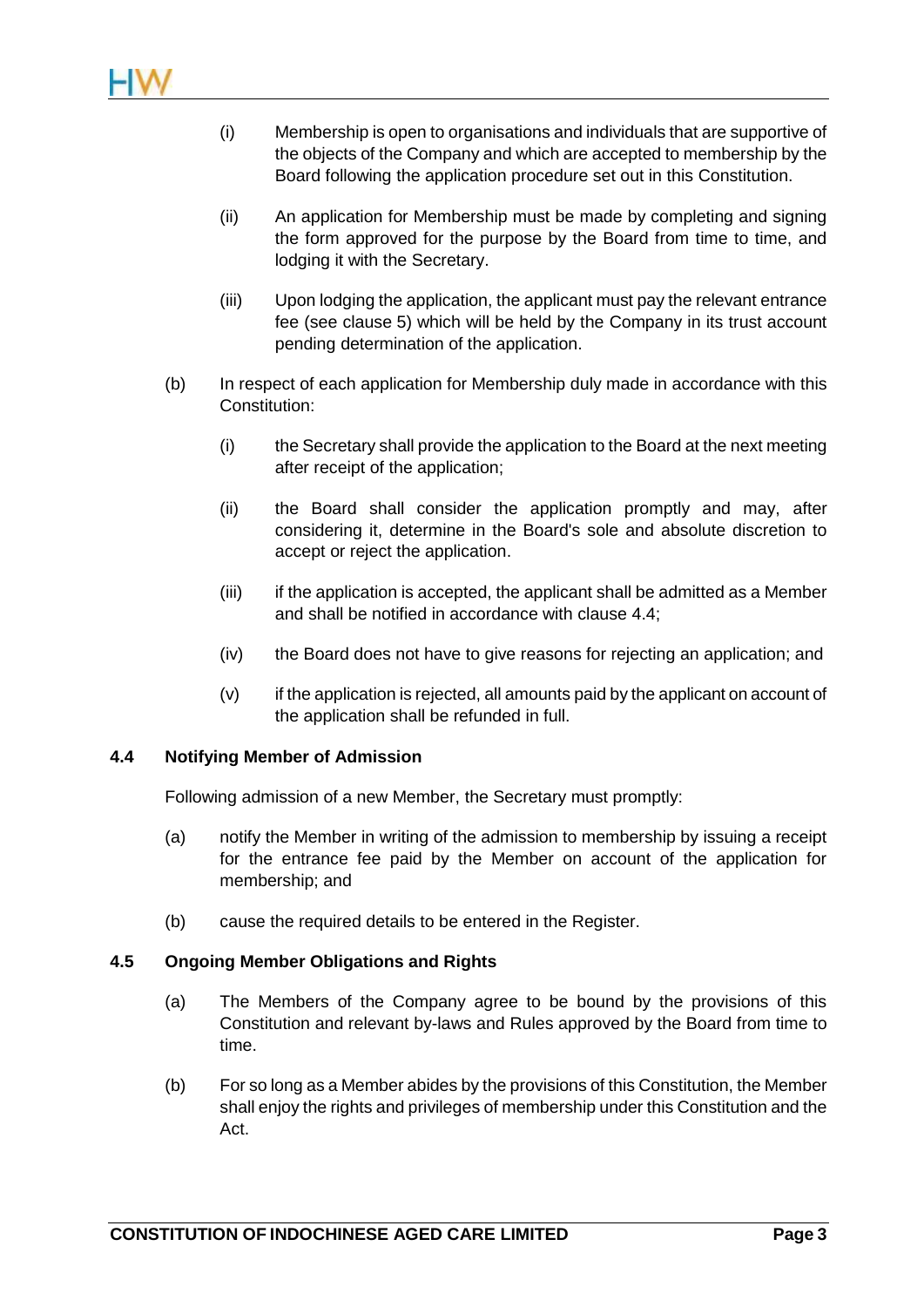(i) Membership is open to organisations and individuals that are supportive of the objects of the Company and which are accepted to membership by the Board following the application procedure set out in this Constitution.

(ii) An application for Membership must be made by completing and signing the form approved for the purpose by the Board from time to time, and lodging it with the Secretary.

(iii) Upon lodging the application, the applicant must pay the relevant entrance fee (see clause 5) which will be held by the Company in its trust account pending determination of the application.

(b) In respect of each application for Membership duly made in accordance with this Constitution:

(i) the Secretary shall provide the application to the Board at the next meeting after receipt of the application;

(ii) the Board shall consider the application promptly and may, after considering it, determine in the Board's sole and absolute discretion to accept or reject the application.

(iii) if the application is accepted, the applicant shall be admitted as a Member and shall be notified in accordance with clause 4.4;

(iv) the Board does not have to give reasons for rejecting an application; and

(v) if the application is rejected, all amounts paid by the applicant on account of the application shall be refunded in full.

### 4.4 Notifying Member of Admission

Following admission of a new Member, the Secretary must promptly:

(a) notify the Member in writing of the admission to membership by issuing a receipt for the entrance fee paid by the Member on account of the application for membership; and

(b) cause the required details to be entered in the Register.

### 4.5 Ongoing Member Obligations and Rights

(a) The Members of the Company agree to be bound by the provisions of this Constitution and relevant by-laws and Rules approved by the Board from time to time.

(b) For so long as a Member abides by the provisions of this Constitution, the Member shall enjoy the rights and privileges of membership under this Constitution and the Act.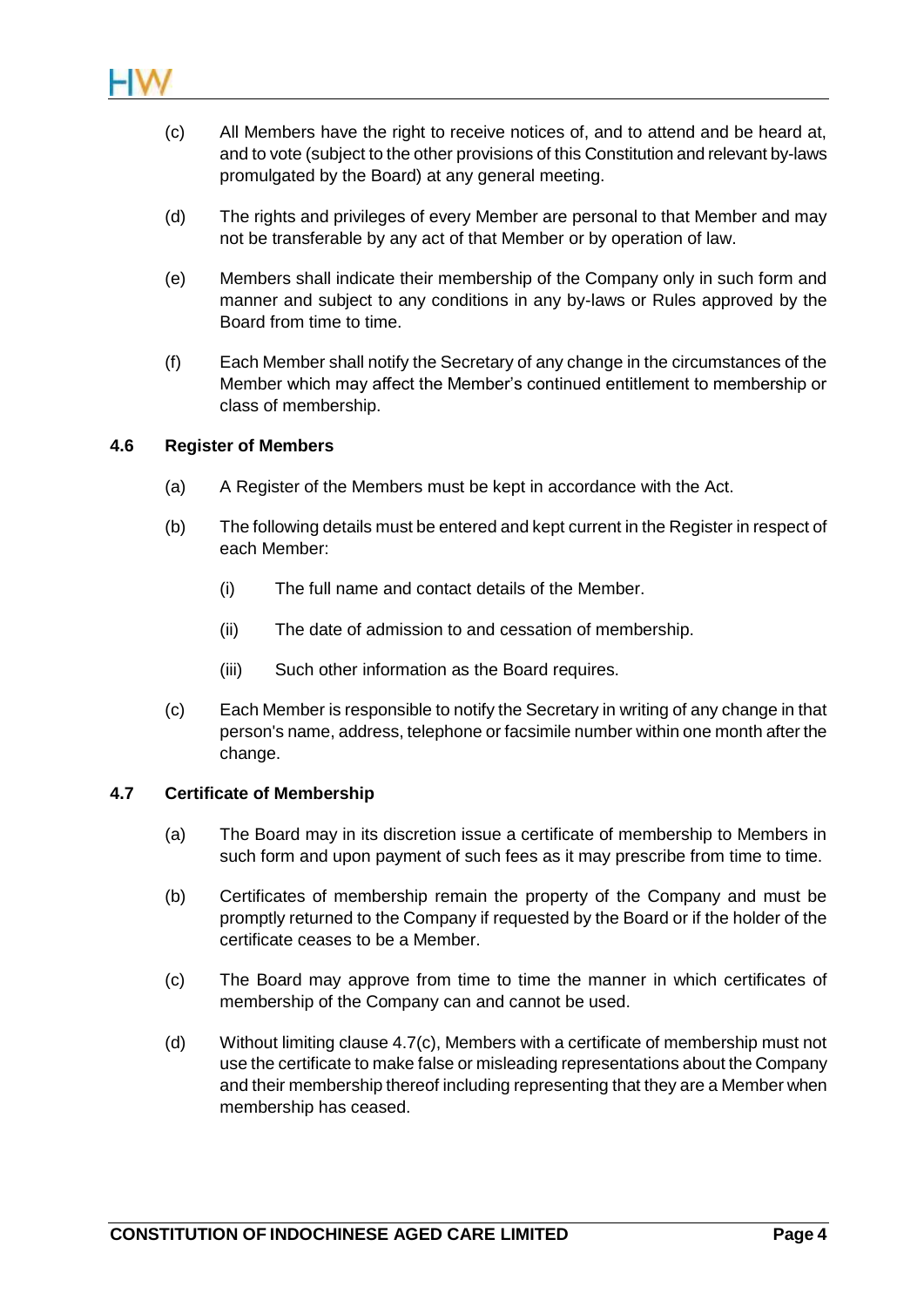(c) All Members have the right to receive notices of, and to attend and be heard at, and to vote (subject to the other provisions of this Constitution and relevant by-laws promulgated by the Board) at any general meeting.

(d) The rights and privileges of every Member are personal to that Member and may not be transferable by any act of that Member or by operation of law.

(e) Members shall indicate their membership of the Company only in such form and manner and subject to any conditions in any by-laws or Rules approved by the Board from time to time.

(f) Each Member shall notify the Secretary of any change in the circumstances of the Member which may affect the Member's continued entitlement to membership or class of membership.

### 4.6 Register of Members

(a) A Register of the Members must be kept in accordance with the Act.

(b) The following details must be entered and kept current in the Register in respect of each Member:

  (i) The full name and contact details of the Member.

  (ii) The date of admission to and cessation of membership.

  (iii) Such other information as the Board requires.

(c) Each Member is responsible to notify the Secretary in writing of any change in that person's name, address, telephone or facsimile number within one month after the change.

### 4.7 Certificate of Membership

(a) The Board may in its discretion issue a certificate of membership to Members in such form and upon payment of such fees as it may prescribe from time to time.

(b) Certificates of membership remain the property of the Company and must be promptly returned to the Company if requested by the Board or if the holder of the certificate ceases to be a Member.

(c) The Board may approve from time to time the manner in which certificates of membership of the Company can and cannot be used.

(d) Without limiting clause 4.7(c), Members with a certificate of membership must not use the certificate to make false or misleading representations about the Company and their membership thereof including representing that they are a Member when membership has ceased.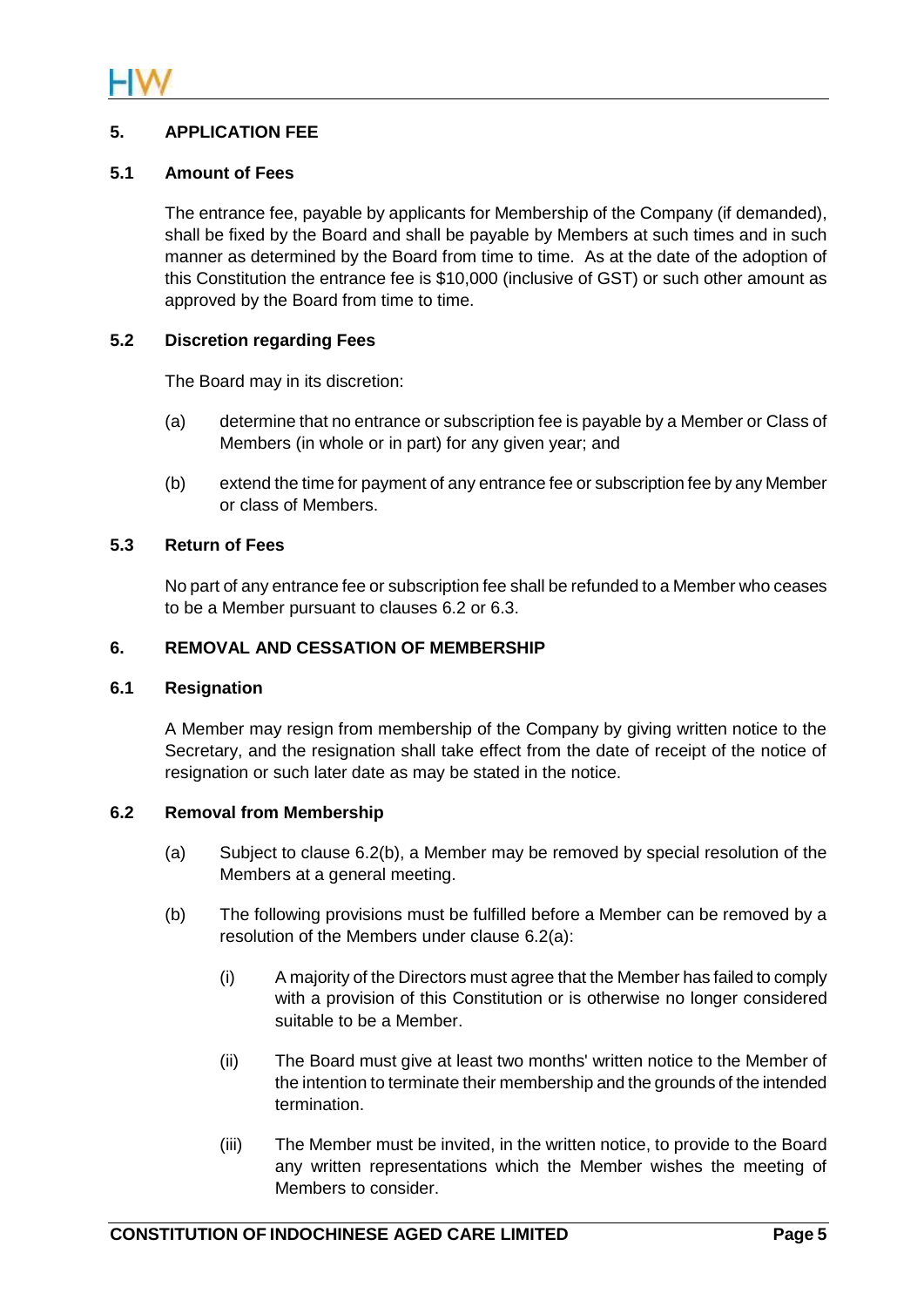## 5. APPLICATION FEE

### 5.1 Amount of Fees

The entrance fee, payable by applicants for Membership of the Company (if demanded), shall be fixed by the Board and shall be payable by Members at such times and in such manner as determined by the Board from time to time. As at the date of the adoption of this Constitution the entrance fee is $10,000 (inclusive of GST) or such other amount as approved by the Board from time to time.

### 5.2 Discretion regarding Fees

The Board may in its discretion:

(a) determine that no entrance or subscription fee is payable by a Member or Class of Members (in whole or in part) for any given year; and

(b) extend the time for payment of any entrance fee or subscription fee by any Member or class of Members.

### 5.3 Return of Fees

No part of any entrance fee or subscription fee shall be refunded to a Member who ceases to be a Member pursuant to clauses 6.2 or 6.3.

## 6. REMOVAL AND CESSATION OF MEMBERSHIP

### 6.1 Resignation

A Member may resign from membership of the Company by giving written notice to the Secretary, and the resignation shall take effect from the date of receipt of the notice of resignation or such later date as may be stated in the notice.

### 6.2 Removal from Membership

(a) Subject to clause 6.2(b), a Member may be removed by special resolution of the Members at a general meeting.

(b) The following provisions must be fulfilled before a Member can be removed by a resolution of the Members under clause 6.2(a):

(i) A majority of the Directors must agree that the Member has failed to comply with a provision of this Constitution or is otherwise no longer considered suitable to be a Member.

(ii) The Board must give at least two months' written notice to the Member of the intention to terminate their membership and the grounds of the intended termination.

(iii) The Member must be invited, in the written notice, to provide to the Board any written representations which the Member wishes the meeting of Members to consider.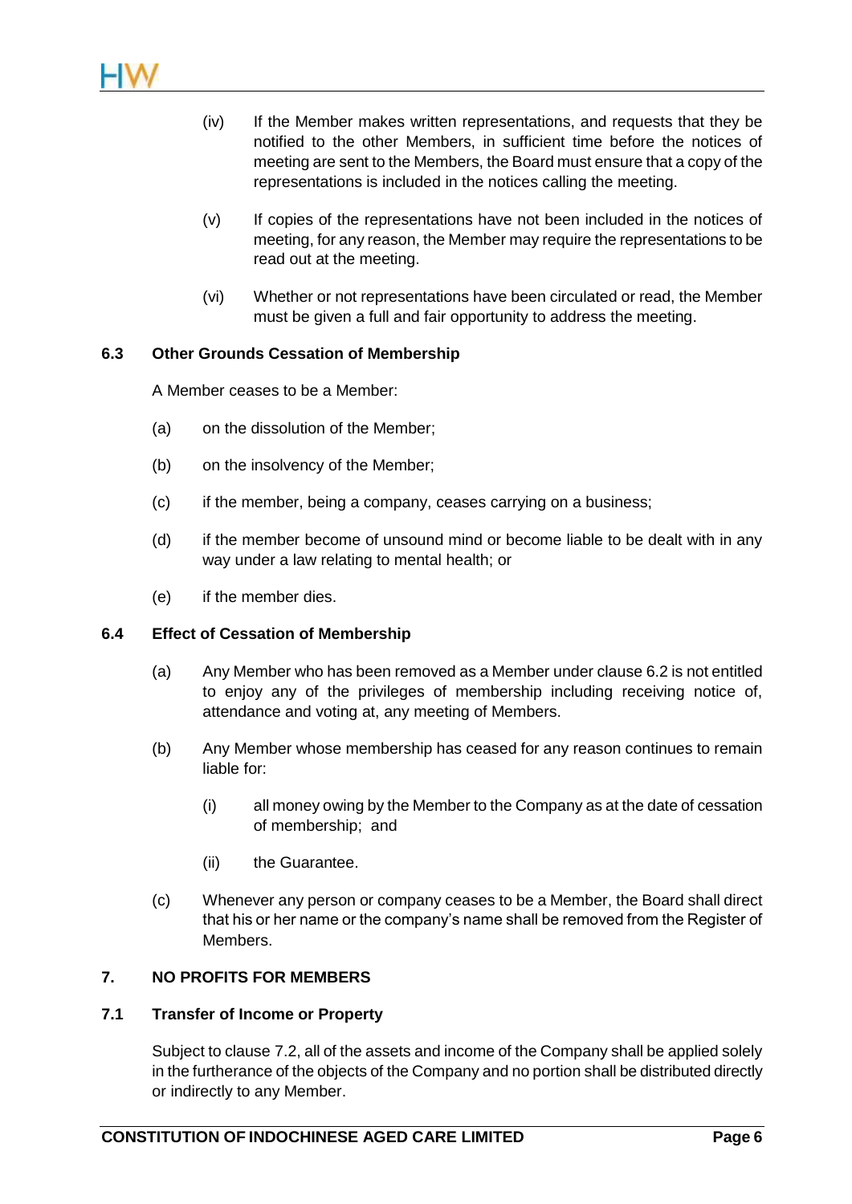(iv) If the Member makes written representations, and requests that they be notified to the other Members, in sufficient time before the notices of meeting are sent to the Members, the Board must ensure that a copy of the representations is included in the notices calling the meeting.

(v) If copies of the representations have not been included in the notices of meeting, for any reason, the Member may require the representations to be read out at the meeting.

(vi) Whether or not representations have been circulated or read, the Member must be given a full and fair opportunity to address the meeting.

### 6.3 Other Grounds Cessation of Membership

A Member ceases to be a Member:

(a) on the dissolution of the Member;

(b) on the insolvency of the Member;

(c) if the member, being a company, ceases carrying on a business;

(d) if the member become of unsound mind or become liable to be dealt with in any way under a law relating to mental health; or

(e) if the member dies.

### 6.4 Effect of Cessation of Membership

(a) Any Member who has been removed as a Member under clause 6.2 is not entitled to enjoy any of the privileges of membership including receiving notice of, attendance and voting at, any meeting of Members.

(b) Any Member whose membership has ceased for any reason continues to remain liable for:

(i) all money owing by the Member to the Company as at the date of cessation of membership; and

(ii) the Guarantee.

(c) Whenever any person or company ceases to be a Member, the Board shall direct that his or her name or the company's name shall be removed from the Register of Members.

## 7. NO PROFITS FOR MEMBERS

### 7.1 Transfer of Income or Property

Subject to clause 7.2, all of the assets and income of the Company shall be applied solely in the furtherance of the objects of the Company and no portion shall be distributed directly or indirectly to any Member.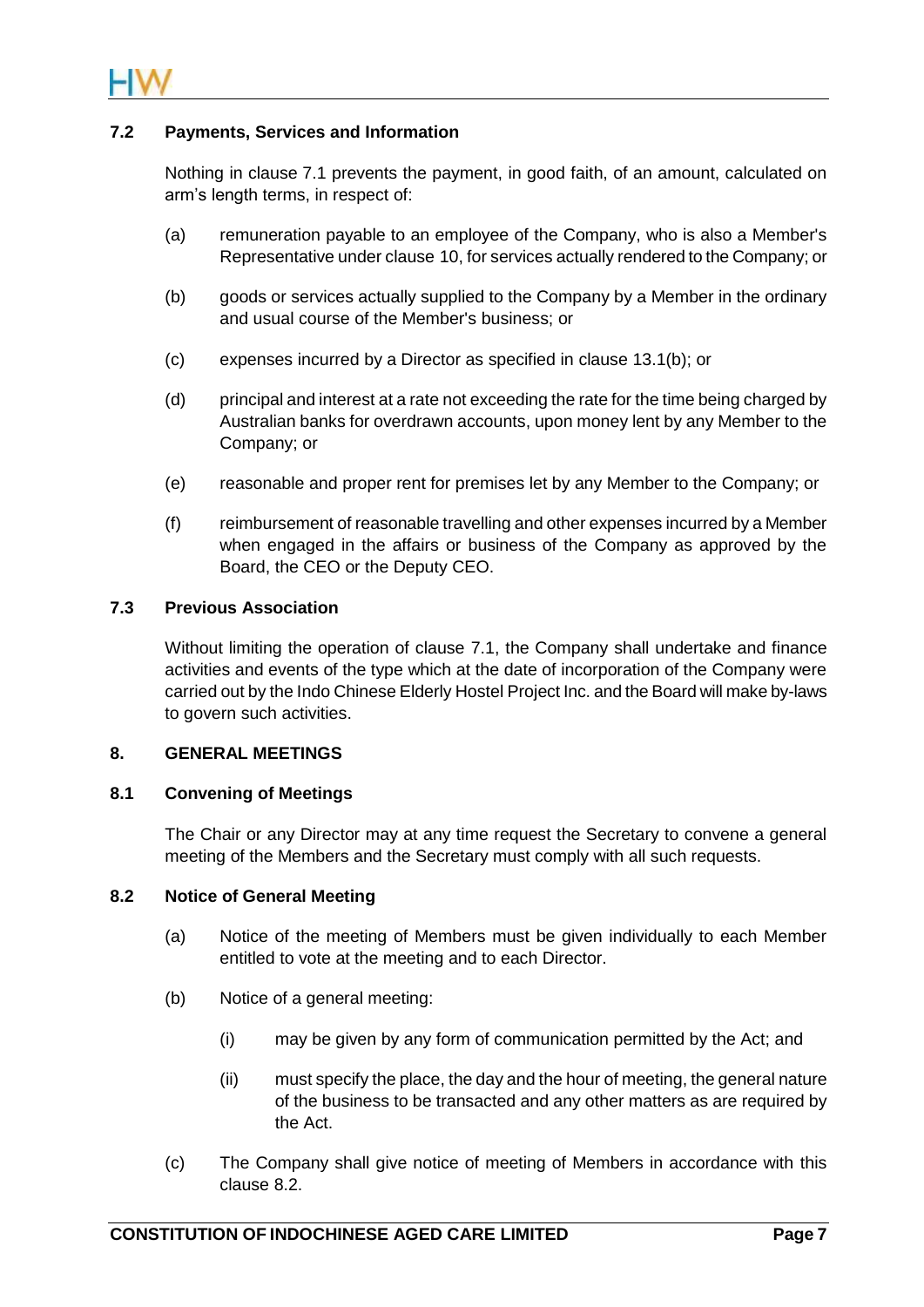### 7.2 Payments, Services and Information

Nothing in clause 7.1 prevents the payment, in good faith, of an amount, calculated on arm's length terms, in respect of:

(a) remuneration payable to an employee of the Company, who is also a Member's Representative under clause 10, for services actually rendered to the Company; or

(b) goods or services actually supplied to the Company by a Member in the ordinary and usual course of the Member's business; or

(c) expenses incurred by a Director as specified in clause 13.1(b); or

(d) principal and interest at a rate not exceeding the rate for the time being charged by Australian banks for overdrawn accounts, upon money lent by any Member to the Company; or

(e) reasonable and proper rent for premises let by any Member to the Company; or

(f) reimbursement of reasonable travelling and other expenses incurred by a Member when engaged in the affairs or business of the Company as approved by the Board, the CEO or the Deputy CEO.

### 7.3 Previous Association

Without limiting the operation of clause 7.1, the Company shall undertake and finance activities and events of the type which at the date of incorporation of the Company were carried out by the Indo Chinese Elderly Hostel Project Inc. and the Board will make by-laws to govern such activities.

## 8. GENERAL MEETINGS

### 8.1 Convening of Meetings

The Chair or any Director may at any time request the Secretary to convene a general meeting of the Members and the Secretary must comply with all such requests.

### 8.2 Notice of General Meeting

(a) Notice of the meeting of Members must be given individually to each Member entitled to vote at the meeting and to each Director.

(b) Notice of a general meeting:

 (i) may be given by any form of communication permitted by the Act; and

 (ii) must specify the place, the day and the hour of meeting, the general nature of the business to be transacted and any other matters as are required by the Act.

(c) The Company shall give notice of meeting of Members in accordance with this clause 8.2.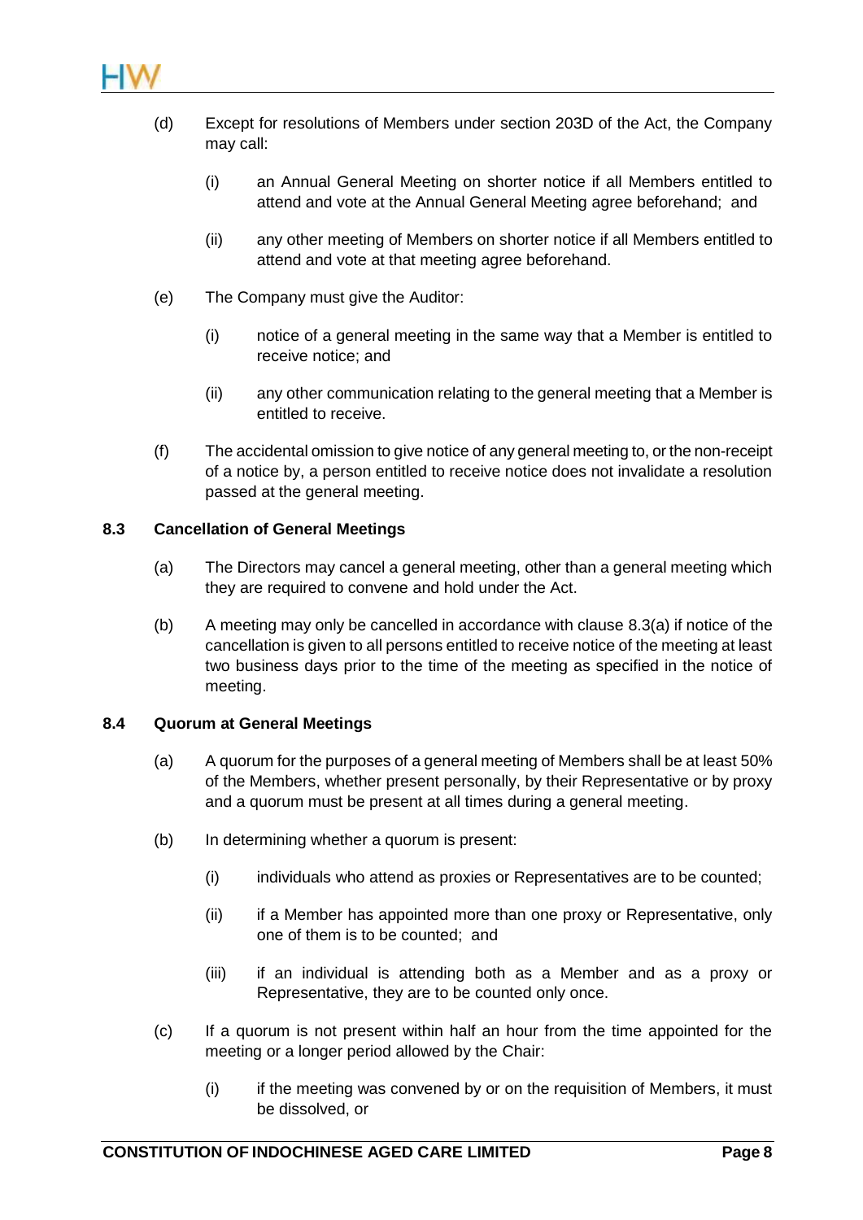(d) Except for resolutions of Members under section 203D of the Act, the Company may call:

  (i) an Annual General Meeting on shorter notice if all Members entitled to attend and vote at the Annual General Meeting agree beforehand; and

  (ii) any other meeting of Members on shorter notice if all Members entitled to attend and vote at that meeting agree beforehand.

(e) The Company must give the Auditor:

  (i) notice of a general meeting in the same way that a Member is entitled to receive notice; and

  (ii) any other communication relating to the general meeting that a Member is entitled to receive.

(f) The accidental omission to give notice of any general meeting to, or the non-receipt of a notice by, a person entitled to receive notice does not invalidate a resolution passed at the general meeting.

### 8.3 Cancellation of General Meetings

(a) The Directors may cancel a general meeting, other than a general meeting which they are required to convene and hold under the Act.

(b) A meeting may only be cancelled in accordance with clause 8.3(a) if notice of the cancellation is given to all persons entitled to receive notice of the meeting at least two business days prior to the time of the meeting as specified in the notice of meeting.

### 8.4 Quorum at General Meetings

(a) A quorum for the purposes of a general meeting of Members shall be at least 50% of the Members, whether present personally, by their Representative or by proxy and a quorum must be present at all times during a general meeting.

(b) In determining whether a quorum is present:

  (i) individuals who attend as proxies or Representatives are to be counted;

  (ii) if a Member has appointed more than one proxy or Representative, only one of them is to be counted; and

  (iii) if an individual is attending both as a Member and as a proxy or Representative, they are to be counted only once.

(c) If a quorum is not present within half an hour from the time appointed for the meeting or a longer period allowed by the Chair:

  (i) if the meeting was convened by or on the requisition of Members, it must be dissolved, or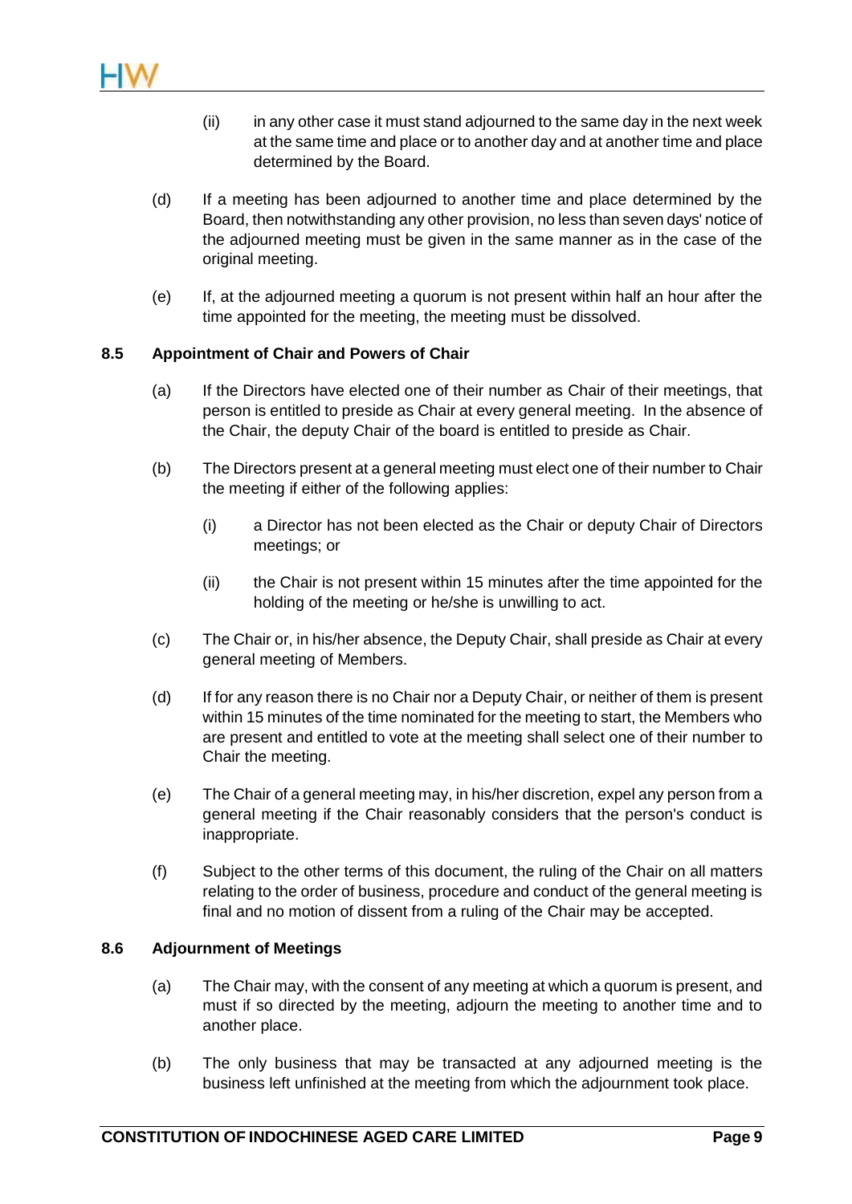(ii) in any other case it must stand adjourned to the same day in the next week at the same time and place or to another day and at another time and place determined by the Board.

(d) If a meeting has been adjourned to another time and place determined by the Board, then notwithstanding any other provision, no less than seven days' notice of the adjourned meeting must be given in the same manner as in the case of the original meeting.

(e) If, at the adjourned meeting a quorum is not present within half an hour after the time appointed for the meeting, the meeting must be dissolved.

### 8.5 Appointment of Chair and Powers of Chair

(a) If the Directors have elected one of their number as Chair of their meetings, that person is entitled to preside as Chair at every general meeting. In the absence of the Chair, the deputy Chair of the board is entitled to preside as Chair.

(b) The Directors present at a general meeting must elect one of their number to Chair the meeting if either of the following applies:

(i) a Director has not been elected as the Chair or deputy Chair of Directors meetings; or

(ii) the Chair is not present within 15 minutes after the time appointed for the holding of the meeting or he/she is unwilling to act.

(c) The Chair or, in his/her absence, the Deputy Chair, shall preside as Chair at every general meeting of Members.

(d) If for any reason there is no Chair nor a Deputy Chair, or neither of them is present within 15 minutes of the time nominated for the meeting to start, the Members who are present and entitled to vote at the meeting shall select one of their number to Chair the meeting.

(e) The Chair of a general meeting may, in his/her discretion, expel any person from a general meeting if the Chair reasonably considers that the person's conduct is inappropriate.

(f) Subject to the other terms of this document, the ruling of the Chair on all matters relating to the order of business, procedure and conduct of the general meeting is final and no motion of dissent from a ruling of the Chair may be accepted.

### 8.6 Adjournment of Meetings

(a) The Chair may, with the consent of any meeting at which a quorum is present, and must if so directed by the meeting, adjourn the meeting to another time and to another place.

(b) The only business that may be transacted at any adjourned meeting is the business left unfinished at the meeting from which the adjournment took place.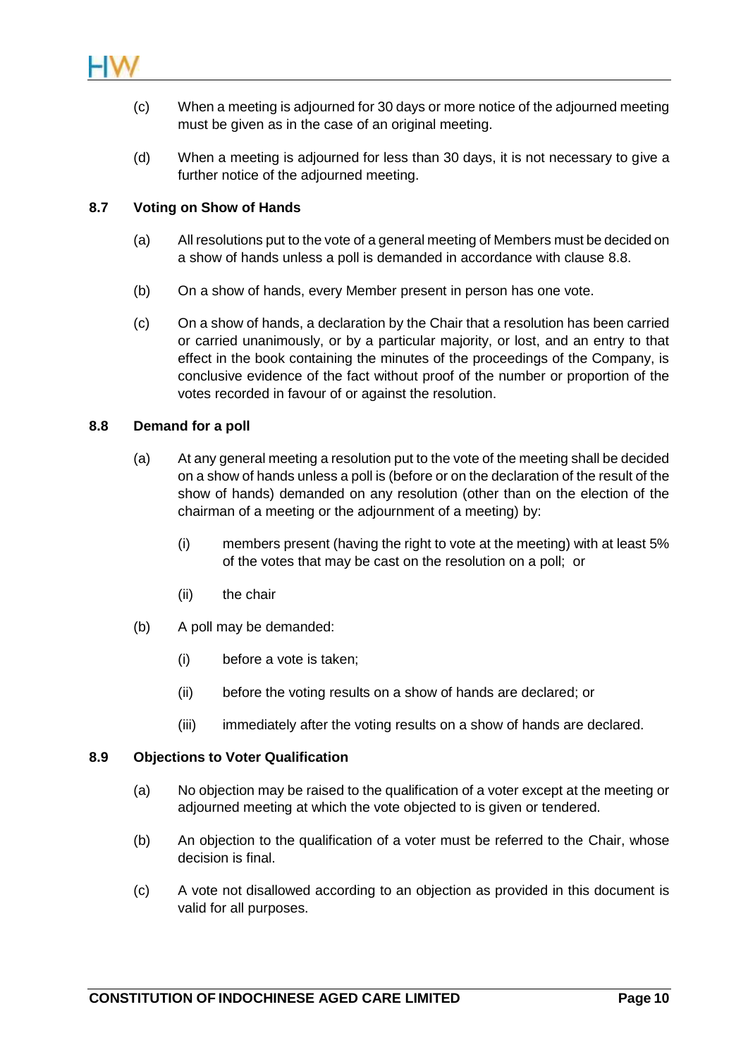(c) When a meeting is adjourned for 30 days or more notice of the adjourned meeting must be given as in the case of an original meeting.

(d) When a meeting is adjourned for less than 30 days, it is not necessary to give a further notice of the adjourned meeting.

### 8.7 Voting on Show of Hands

(a) All resolutions put to the vote of a general meeting of Members must be decided on a show of hands unless a poll is demanded in accordance with clause 8.8.

(b) On a show of hands, every Member present in person has one vote.

(c) On a show of hands, a declaration by the Chair that a resolution has been carried or carried unanimously, or by a particular majority, or lost, and an entry to that effect in the book containing the minutes of the proceedings of the Company, is conclusive evidence of the fact without proof of the number or proportion of the votes recorded in favour of or against the resolution.

### 8.8 Demand for a poll

(a) At any general meeting a resolution put to the vote of the meeting shall be decided on a show of hands unless a poll is (before or on the declaration of the result of the show of hands) demanded on any resolution (other than on the election of the chairman of a meeting or the adjournment of a meeting) by:

(i) members present (having the right to vote at the meeting) with at least 5% of the votes that may be cast on the resolution on a poll; or

(ii) the chair

(b) A poll may be demanded:

(i) before a vote is taken;

(ii) before the voting results on a show of hands are declared; or

(iii) immediately after the voting results on a show of hands are declared.

### 8.9 Objections to Voter Qualification

(a) No objection may be raised to the qualification of a voter except at the meeting or adjourned meeting at which the vote objected to is given or tendered.

(b) An objection to the qualification of a voter must be referred to the Chair, whose decision is final.

(c) A vote not disallowed according to an objection as provided in this document is valid for all purposes.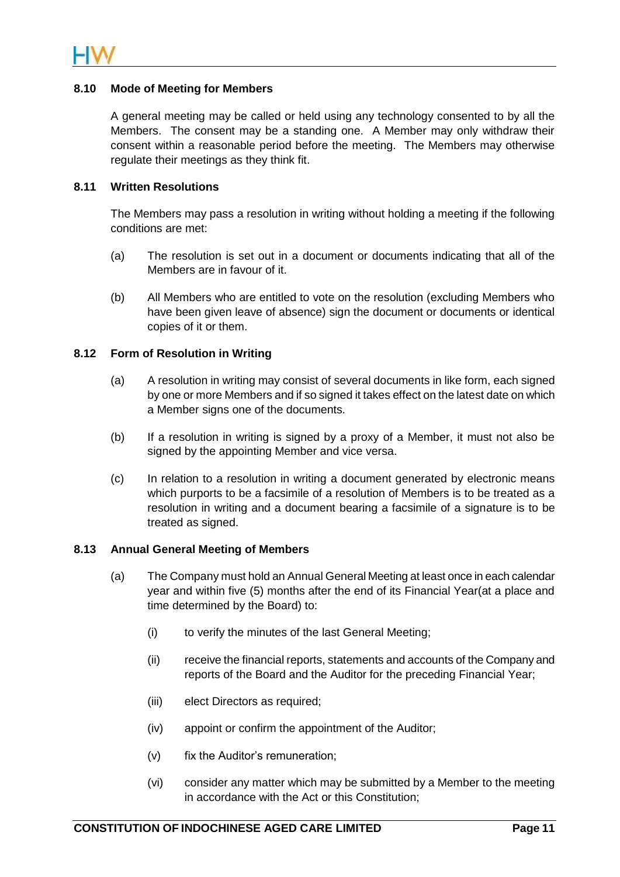### 8.10 Mode of Meeting for Members

A general meeting may be called or held using any technology consented to by all the Members. The consent may be a standing one. A Member may only withdraw their consent within a reasonable period before the meeting. The Members may otherwise regulate their meetings as they think fit.

### 8.11 Written Resolutions

The Members may pass a resolution in writing without holding a meeting if the following conditions are met:

(a) The resolution is set out in a document or documents indicating that all of the Members are in favour of it.

(b) All Members who are entitled to vote on the resolution (excluding Members who have been given leave of absence) sign the document or documents or identical copies of it or them.

### 8.12 Form of Resolution in Writing

(a) A resolution in writing may consist of several documents in like form, each signed by one or more Members and if so signed it takes effect on the latest date on which a Member signs one of the documents.

(b) If a resolution in writing is signed by a proxy of a Member, it must not also be signed by the appointing Member and vice versa.

(c) In relation to a resolution in writing a document generated by electronic means which purports to be a facsimile of a resolution of Members is to be treated as a resolution in writing and a document bearing a facsimile of a signature is to be treated as signed.

### 8.13 Annual General Meeting of Members

(a) The Company must hold an Annual General Meeting at least once in each calendar year and within five (5) months after the end of its Financial Year(at a place and time determined by the Board) to:

(i) to verify the minutes of the last General Meeting;

(ii) receive the financial reports, statements and accounts of the Company and reports of the Board and the Auditor for the preceding Financial Year;

(iii) elect Directors as required;

(iv) appoint or confirm the appointment of the Auditor;

(v) fix the Auditor's remuneration;

(vi) consider any matter which may be submitted by a Member to the meeting in accordance with the Act or this Constitution;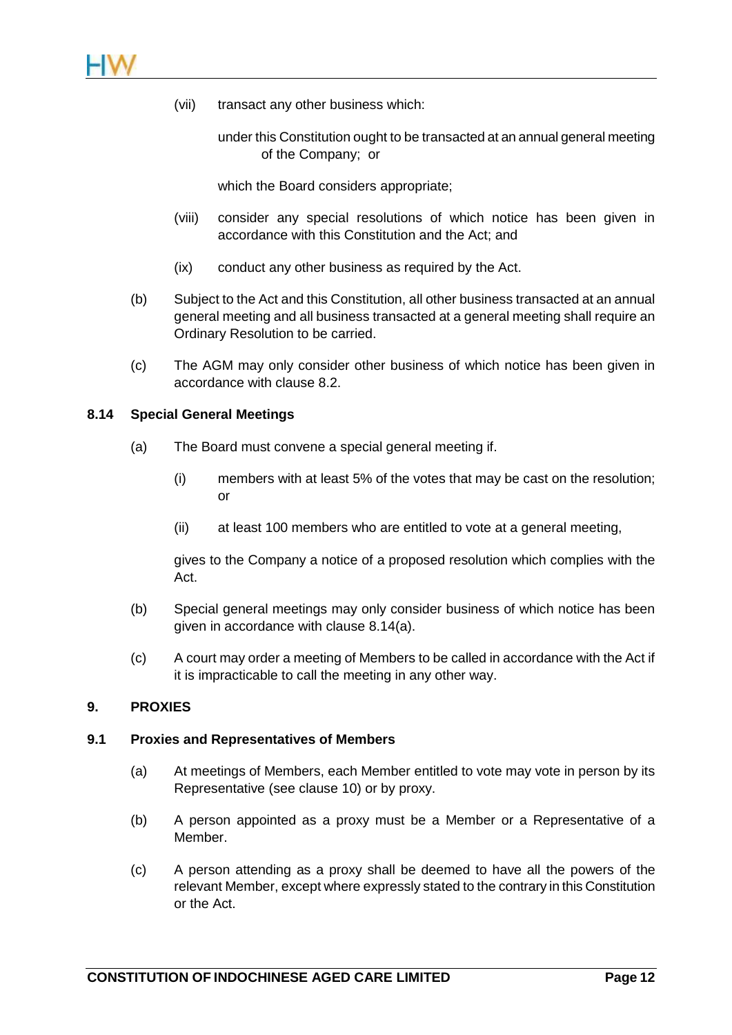(vii) transact any other business which:

under this Constitution ought to be transacted at an annual general meeting of the Company; or

which the Board considers appropriate;

(viii) consider any special resolutions of which notice has been given in accordance with this Constitution and the Act; and

(ix) conduct any other business as required by the Act.

(b) Subject to the Act and this Constitution, all other business transacted at an annual general meeting and all business transacted at a general meeting shall require an Ordinary Resolution to be carried.

(c) The AGM may only consider other business of which notice has been given in accordance with clause 8.2.

### 8.14 Special General Meetings

(a) The Board must convene a special general meeting if.

(i) members with at least 5% of the votes that may be cast on the resolution; or

(ii) at least 100 members who are entitled to vote at a general meeting,

gives to the Company a notice of a proposed resolution which complies with the Act.

(b) Special general meetings may only consider business of which notice has been given in accordance with clause 8.14(a).

(c) A court may order a meeting of Members to be called in accordance with the Act if it is impracticable to call the meeting in any other way.

## 9. PROXIES

### 9.1 Proxies and Representatives of Members

(a) At meetings of Members, each Member entitled to vote may vote in person by its Representative (see clause 10) or by proxy.

(b) A person appointed as a proxy must be a Member or a Representative of a Member.

(c) A person attending as a proxy shall be deemed to have all the powers of the relevant Member, except where expressly stated to the contrary in this Constitution or the Act.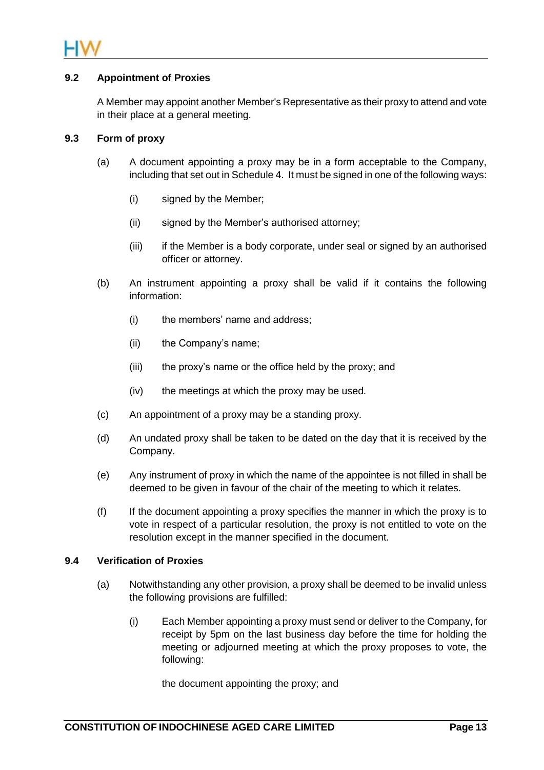### 9.2 Appointment of Proxies

A Member may appoint another Member's Representative as their proxy to attend and vote in their place at a general meeting.

### 9.3 Form of proxy

(a) A document appointing a proxy may be in a form acceptable to the Company, including that set out in Schedule 4. It must be signed in one of the following ways:

(i) signed by the Member;

(ii) signed by the Member's authorised attorney;

(iii) if the Member is a body corporate, under seal or signed by an authorised officer or attorney.

(b) An instrument appointing a proxy shall be valid if it contains the following information:

(i) the members' name and address;

(ii) the Company's name;

(iii) the proxy's name or the office held by the proxy; and

(iv) the meetings at which the proxy may be used.

(c) An appointment of a proxy may be a standing proxy.

(d) An undated proxy shall be taken to be dated on the day that it is received by the Company.

(e) Any instrument of proxy in which the name of the appointee is not filled in shall be deemed to be given in favour of the chair of the meeting to which it relates.

(f) If the document appointing a proxy specifies the manner in which the proxy is to vote in respect of a particular resolution, the proxy is not entitled to vote on the resolution except in the manner specified in the document.

### 9.4 Verification of Proxies

(a) Notwithstanding any other provision, a proxy shall be deemed to be invalid unless the following provisions are fulfilled:

(i) Each Member appointing a proxy must send or deliver to the Company, for receipt by 5pm on the last business day before the time for holding the meeting or adjourned meeting at which the proxy proposes to vote, the following:

the document appointing the proxy; and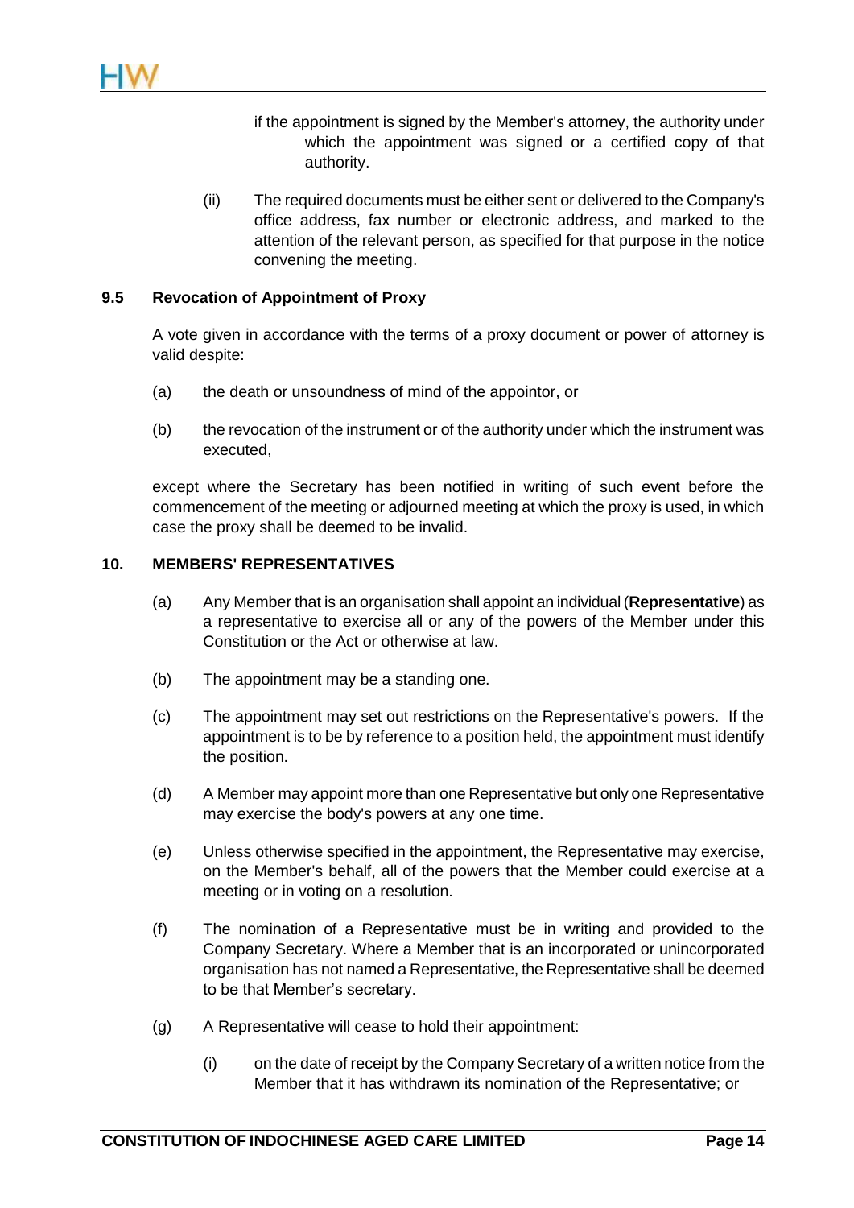if the appointment is signed by the Member's attorney, the authority under which the appointment was signed or a certified copy of that authority.

(ii) The required documents must be either sent or delivered to the Company's office address, fax number or electronic address, and marked to the attention of the relevant person, as specified for that purpose in the notice convening the meeting.

### 9.5 Revocation of Appointment of Proxy

A vote given in accordance with the terms of a proxy document or power of attorney is valid despite:

(a) the death or unsoundness of mind of the appointor, or

(b) the revocation of the instrument or of the authority under which the instrument was executed,

except where the Secretary has been notified in writing of such event before the commencement of the meeting or adjourned meeting at which the proxy is used, in which case the proxy shall be deemed to be invalid.

## 10. MEMBERS' REPRESENTATIVES

(a) Any Member that is an organisation shall appoint an individual (**Representative**) as a representative to exercise all or any of the powers of the Member under this Constitution or the Act or otherwise at law.

(b) The appointment may be a standing one.

(c) The appointment may set out restrictions on the Representative's powers. If the appointment is to be by reference to a position held, the appointment must identify the position.

(d) A Member may appoint more than one Representative but only one Representative may exercise the body's powers at any one time.

(e) Unless otherwise specified in the appointment, the Representative may exercise, on the Member's behalf, all of the powers that the Member could exercise at a meeting or in voting on a resolution.

(f) The nomination of a Representative must be in writing and provided to the Company Secretary. Where a Member that is an incorporated or unincorporated organisation has not named a Representative, the Representative shall be deemed to be that Member's secretary.

(g) A Representative will cease to hold their appointment:

(i) on the date of receipt by the Company Secretary of a written notice from the Member that it has withdrawn its nomination of the Representative; or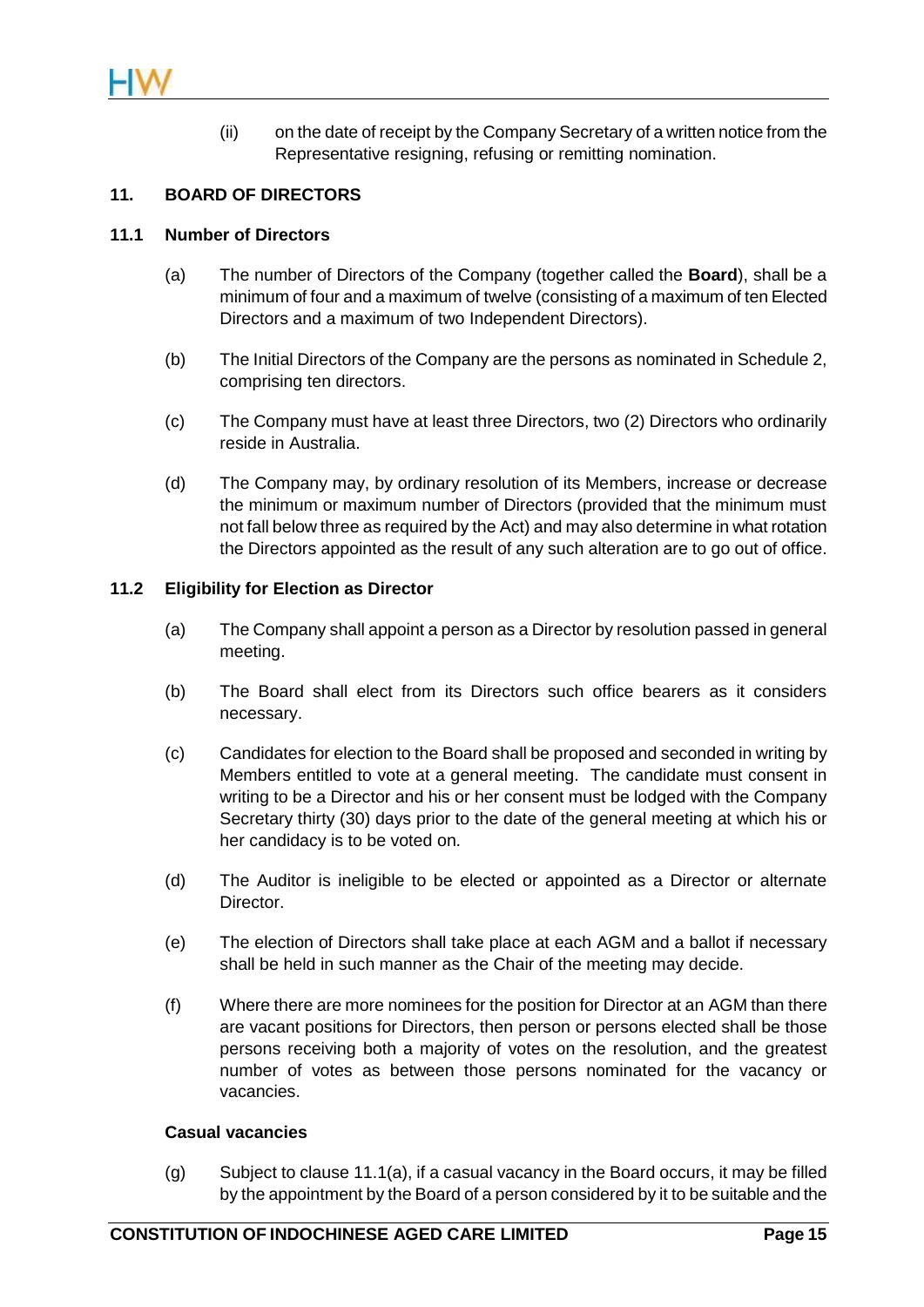(ii) on the date of receipt by the Company Secretary of a written notice from the Representative resigning, refusing or remitting nomination.

## 11. BOARD OF DIRECTORS

### 11.1 Number of Directors

(a) The number of Directors of the Company (together called the **Board**), shall be a minimum of four and a maximum of twelve (consisting of a maximum of ten Elected Directors and a maximum of two Independent Directors).

(b) The Initial Directors of the Company are the persons as nominated in Schedule 2, comprising ten directors.

(c) The Company must have at least three Directors, two (2) Directors who ordinarily reside in Australia.

(d) The Company may, by ordinary resolution of its Members, increase or decrease the minimum or maximum number of Directors (provided that the minimum must not fall below three as required by the Act) and may also determine in what rotation the Directors appointed as the result of any such alteration are to go out of office.

### 11.2 Eligibility for Election as Director

(a) The Company shall appoint a person as a Director by resolution passed in general meeting.

(b) The Board shall elect from its Directors such office bearers as it considers necessary.

(c) Candidates for election to the Board shall be proposed and seconded in writing by Members entitled to vote at a general meeting. The candidate must consent in writing to be a Director and his or her consent must be lodged with the Company Secretary thirty (30) days prior to the date of the general meeting at which his or her candidacy is to be voted on.

(d) The Auditor is ineligible to be elected or appointed as a Director or alternate Director.

(e) The election of Directors shall take place at each AGM and a ballot if necessary shall be held in such manner as the Chair of the meeting may decide.

(f) Where there are more nominees for the position for Director at an AGM than there are vacant positions for Directors, then person or persons elected shall be those persons receiving both a majority of votes on the resolution, and the greatest number of votes as between those persons nominated for the vacancy or vacancies.

**Casual vacancies**

(g) Subject to clause 11.1(a), if a casual vacancy in the Board occurs, it may be filled by the appointment by the Board of a person considered by it to be suitable and the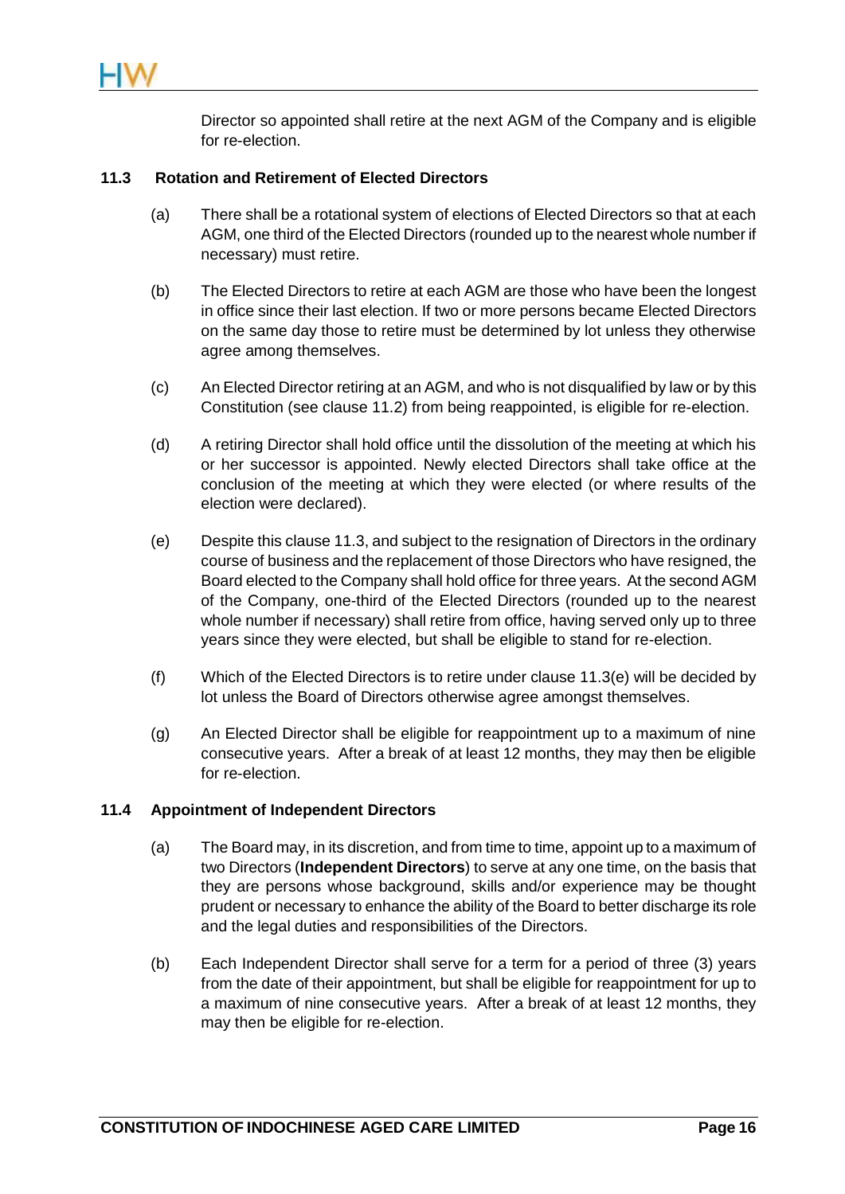Director so appointed shall retire at the next AGM of the Company and is eligible for re-election.

### 11.3 Rotation and Retirement of Elected Directors

(a) There shall be a rotational system of elections of Elected Directors so that at each AGM, one third of the Elected Directors (rounded up to the nearest whole number if necessary) must retire.

(b) The Elected Directors to retire at each AGM are those who have been the longest in office since their last election. If two or more persons became Elected Directors on the same day those to retire must be determined by lot unless they otherwise agree among themselves.

(c) An Elected Director retiring at an AGM, and who is not disqualified by law or by this Constitution (see clause 11.2) from being reappointed, is eligible for re-election.

(d) A retiring Director shall hold office until the dissolution of the meeting at which his or her successor is appointed. Newly elected Directors shall take office at the conclusion of the meeting at which they were elected (or where results of the election were declared).

(e) Despite this clause 11.3, and subject to the resignation of Directors in the ordinary course of business and the replacement of those Directors who have resigned, the Board elected to the Company shall hold office for three years. At the second AGM of the Company, one-third of the Elected Directors (rounded up to the nearest whole number if necessary) shall retire from office, having served only up to three years since they were elected, but shall be eligible to stand for re-election.

(f) Which of the Elected Directors is to retire under clause 11.3(e) will be decided by lot unless the Board of Directors otherwise agree amongst themselves.

(g) An Elected Director shall be eligible for reappointment up to a maximum of nine consecutive years. After a break of at least 12 months, they may then be eligible for re-election.

### 11.4 Appointment of Independent Directors

(a) The Board may, in its discretion, and from time to time, appoint up to a maximum of two Directors (**Independent Directors**) to serve at any one time, on the basis that they are persons whose background, skills and/or experience may be thought prudent or necessary to enhance the ability of the Board to better discharge its role and the legal duties and responsibilities of the Directors.

(b) Each Independent Director shall serve for a term for a period of three (3) years from the date of their appointment, but shall be eligible for reappointment for up to a maximum of nine consecutive years. After a break of at least 12 months, they may then be eligible for re-election.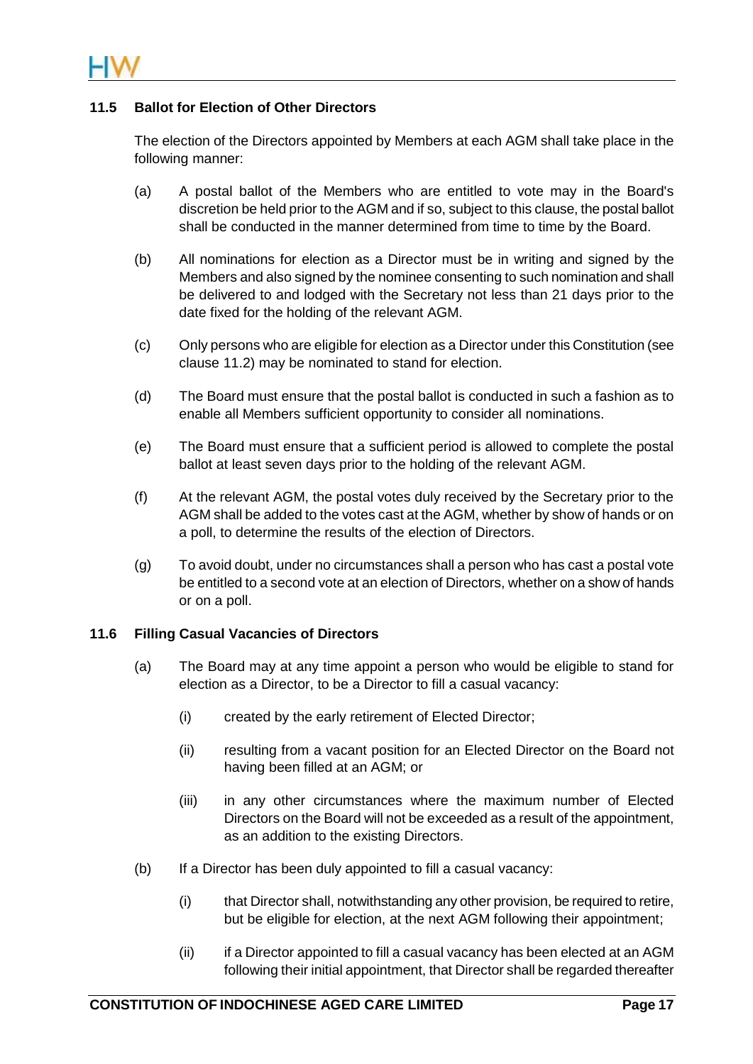### 11.5 Ballot for Election of Other Directors

The election of the Directors appointed by Members at each AGM shall take place in the following manner:

(a) A postal ballot of the Members who are entitled to vote may in the Board's discretion be held prior to the AGM and if so, subject to this clause, the postal ballot shall be conducted in the manner determined from time to time by the Board.

(b) All nominations for election as a Director must be in writing and signed by the Members and also signed by the nominee consenting to such nomination and shall be delivered to and lodged with the Secretary not less than 21 days prior to the date fixed for the holding of the relevant AGM.

(c) Only persons who are eligible for election as a Director under this Constitution (see clause 11.2) may be nominated to stand for election.

(d) The Board must ensure that the postal ballot is conducted in such a fashion as to enable all Members sufficient opportunity to consider all nominations.

(e) The Board must ensure that a sufficient period is allowed to complete the postal ballot at least seven days prior to the holding of the relevant AGM.

(f) At the relevant AGM, the postal votes duly received by the Secretary prior to the AGM shall be added to the votes cast at the AGM, whether by show of hands or on a poll, to determine the results of the election of Directors.

(g) To avoid doubt, under no circumstances shall a person who has cast a postal vote be entitled to a second vote at an election of Directors, whether on a show of hands or on a poll.

### 11.6 Filling Casual Vacancies of Directors

(a) The Board may at any time appoint a person who would be eligible to stand for election as a Director, to be a Director to fill a casual vacancy:

   (i) created by the early retirement of Elected Director;

   (ii) resulting from a vacant position for an Elected Director on the Board not having been filled at an AGM; or

   (iii) in any other circumstances where the maximum number of Elected Directors on the Board will not be exceeded as a result of the appointment, as an addition to the existing Directors.

(b) If a Director has been duly appointed to fill a casual vacancy:

   (i) that Director shall, notwithstanding any other provision, be required to retire, but be eligible for election, at the next AGM following their appointment;

   (ii) if a Director appointed to fill a casual vacancy has been elected at an AGM following their initial appointment, that Director shall be regarded thereafter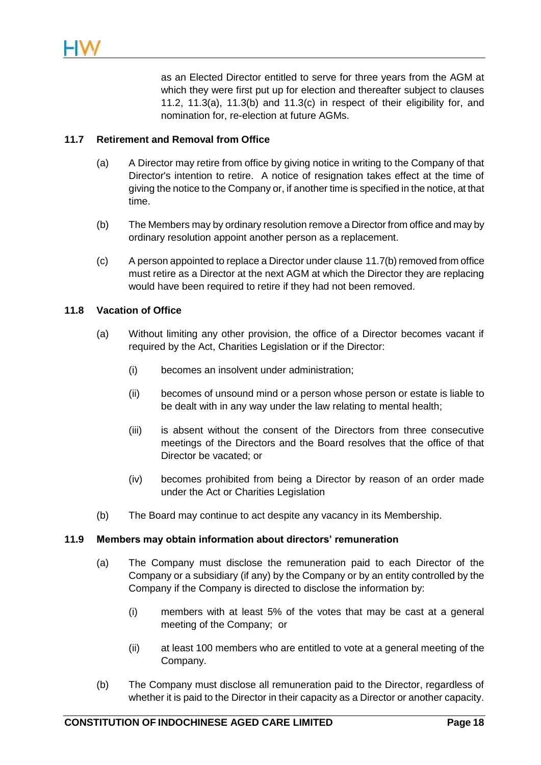as an Elected Director entitled to serve for three years from the AGM at which they were first put up for election and thereafter subject to clauses 11.2, 11.3(a), 11.3(b) and 11.3(c) in respect of their eligibility for, and nomination for, re-election at future AGMs.

### 11.7 Retirement and Removal from Office

(a) A Director may retire from office by giving notice in writing to the Company of that Director's intention to retire. A notice of resignation takes effect at the time of giving the notice to the Company or, if another time is specified in the notice, at that time.

(b) The Members may by ordinary resolution remove a Director from office and may by ordinary resolution appoint another person as a replacement.

(c) A person appointed to replace a Director under clause 11.7(b) removed from office must retire as a Director at the next AGM at which the Director they are replacing would have been required to retire if they had not been removed.

### 11.8 Vacation of Office

(a) Without limiting any other provision, the office of a Director becomes vacant if required by the Act, Charities Legislation or if the Director:

   (i) becomes an insolvent under administration;

   (ii) becomes of unsound mind or a person whose person or estate is liable to be dealt with in any way under the law relating to mental health;

   (iii) is absent without the consent of the Directors from three consecutive meetings of the Directors and the Board resolves that the office of that Director be vacated; or

   (iv) becomes prohibited from being a Director by reason of an order made under the Act or Charities Legislation

(b) The Board may continue to act despite any vacancy in its Membership.

### 11.9 Members may obtain information about directors' remuneration

(a) The Company must disclose the remuneration paid to each Director of the Company or a subsidiary (if any) by the Company or by an entity controlled by the Company if the Company is directed to disclose the information by:

   (i) members with at least 5% of the votes that may be cast at a general meeting of the Company; or

   (ii) at least 100 members who are entitled to vote at a general meeting of the Company.

(b) The Company must disclose all remuneration paid to the Director, regardless of whether it is paid to the Director in their capacity as a Director or another capacity.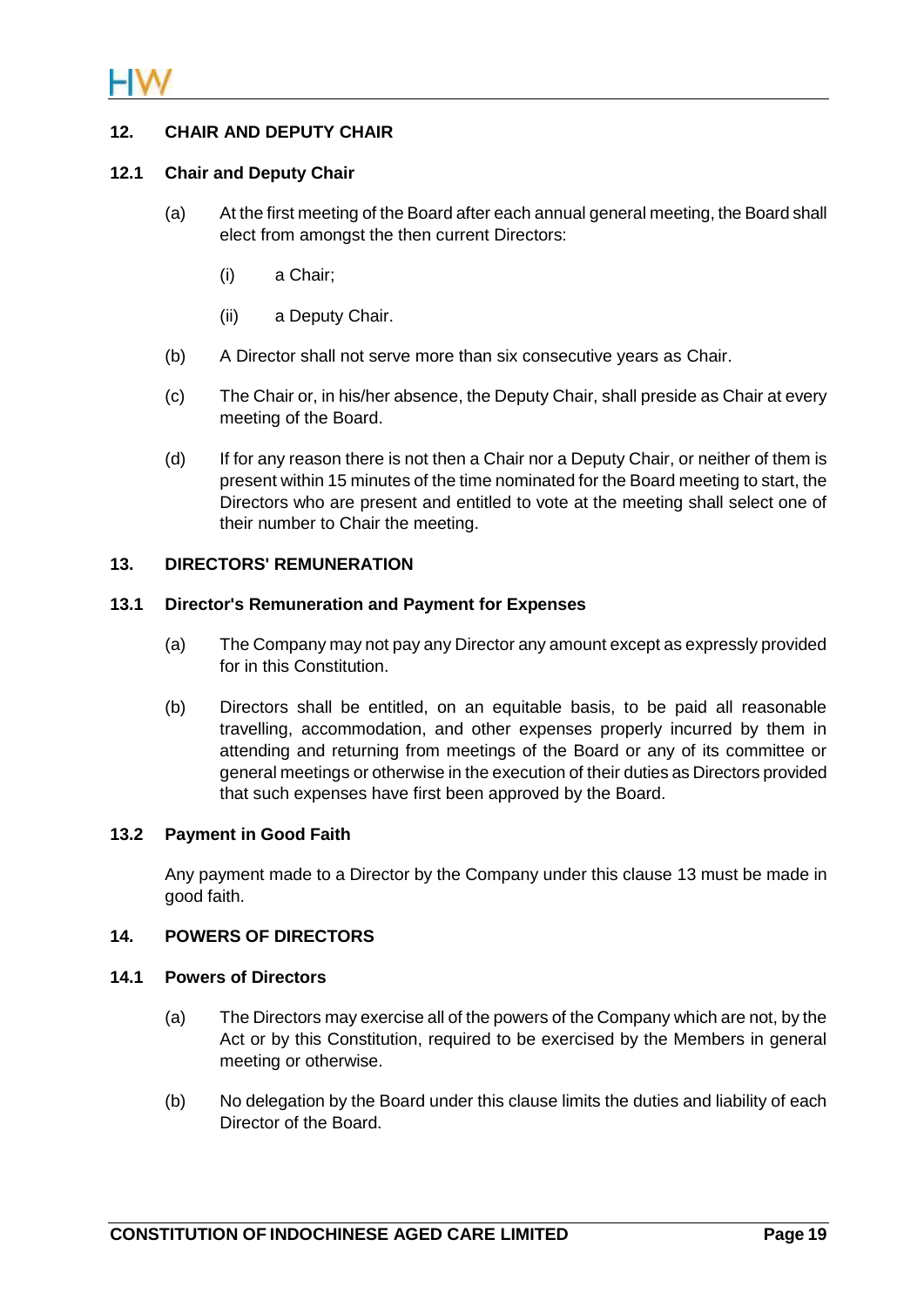## 12. CHAIR AND DEPUTY CHAIR

### 12.1 Chair and Deputy Chair

(a) At the first meeting of the Board after each annual general meeting, the Board shall elect from amongst the then current Directors:

  (i) a Chair;

  (ii) a Deputy Chair.

(b) A Director shall not serve more than six consecutive years as Chair.

(c) The Chair or, in his/her absence, the Deputy Chair, shall preside as Chair at every meeting of the Board.

(d) If for any reason there is not then a Chair nor a Deputy Chair, or neither of them is present within 15 minutes of the time nominated for the Board meeting to start, the Directors who are present and entitled to vote at the meeting shall select one of their number to Chair the meeting.

## 13. DIRECTORS' REMUNERATION

### 13.1 Director's Remuneration and Payment for Expenses

(a) The Company may not pay any Director any amount except as expressly provided for in this Constitution.

(b) Directors shall be entitled, on an equitable basis, to be paid all reasonable travelling, accommodation, and other expenses properly incurred by them in attending and returning from meetings of the Board or any of its committee or general meetings or otherwise in the execution of their duties as Directors provided that such expenses have first been approved by the Board.

### 13.2 Payment in Good Faith

Any payment made to a Director by the Company under this clause 13 must be made in good faith.

## 14. POWERS OF DIRECTORS

### 14.1 Powers of Directors

(a) The Directors may exercise all of the powers of the Company which are not, by the Act or by this Constitution, required to be exercised by the Members in general meeting or otherwise.

(b) No delegation by the Board under this clause limits the duties and liability of each Director of the Board.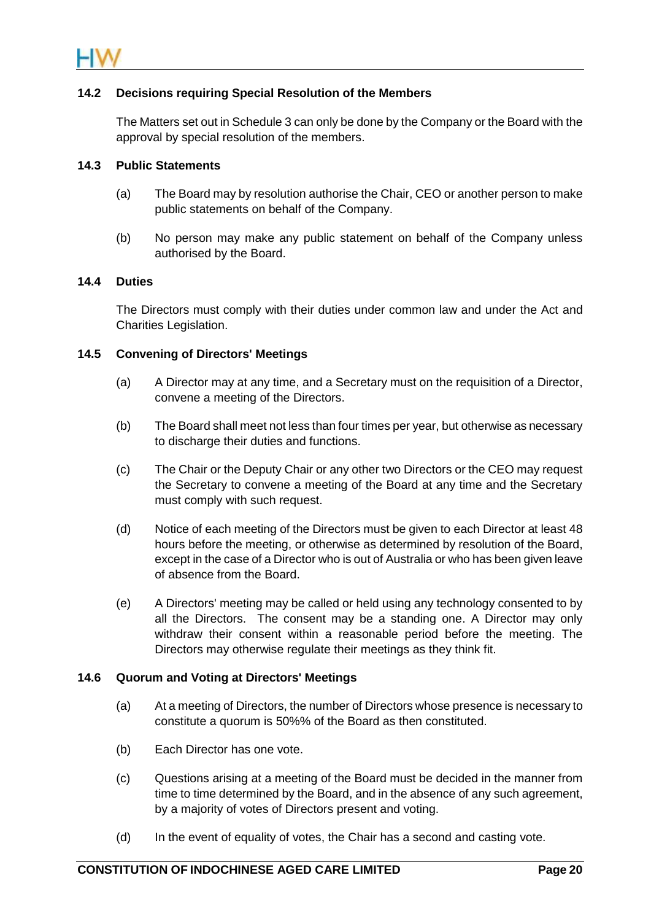### 14.2 Decisions requiring Special Resolution of the Members

The Matters set out in Schedule 3 can only be done by the Company or the Board with the approval by special resolution of the members.

### 14.3 Public Statements

(a) The Board may by resolution authorise the Chair, CEO or another person to make public statements on behalf of the Company.

(b) No person may make any public statement on behalf of the Company unless authorised by the Board.

### 14.4 Duties

The Directors must comply with their duties under common law and under the Act and Charities Legislation.

### 14.5 Convening of Directors' Meetings

(a) A Director may at any time, and a Secretary must on the requisition of a Director, convene a meeting of the Directors.

(b) The Board shall meet not less than four times per year, but otherwise as necessary to discharge their duties and functions.

(c) The Chair or the Deputy Chair or any other two Directors or the CEO may request the Secretary to convene a meeting of the Board at any time and the Secretary must comply with such request.

(d) Notice of each meeting of the Directors must be given to each Director at least 48 hours before the meeting, or otherwise as determined by resolution of the Board, except in the case of a Director who is out of Australia or who has been given leave of absence from the Board.

(e) A Directors' meeting may be called or held using any technology consented to by all the Directors. The consent may be a standing one. A Director may only withdraw their consent within a reasonable period before the meeting. The Directors may otherwise regulate their meetings as they think fit.

### 14.6 Quorum and Voting at Directors' Meetings

(a) At a meeting of Directors, the number of Directors whose presence is necessary to constitute a quorum is 50%% of the Board as then constituted.

(b) Each Director has one vote.

(c) Questions arising at a meeting of the Board must be decided in the manner from time to time determined by the Board, and in the absence of any such agreement, by a majority of votes of Directors present and voting.

(d) In the event of equality of votes, the Chair has a second and casting vote.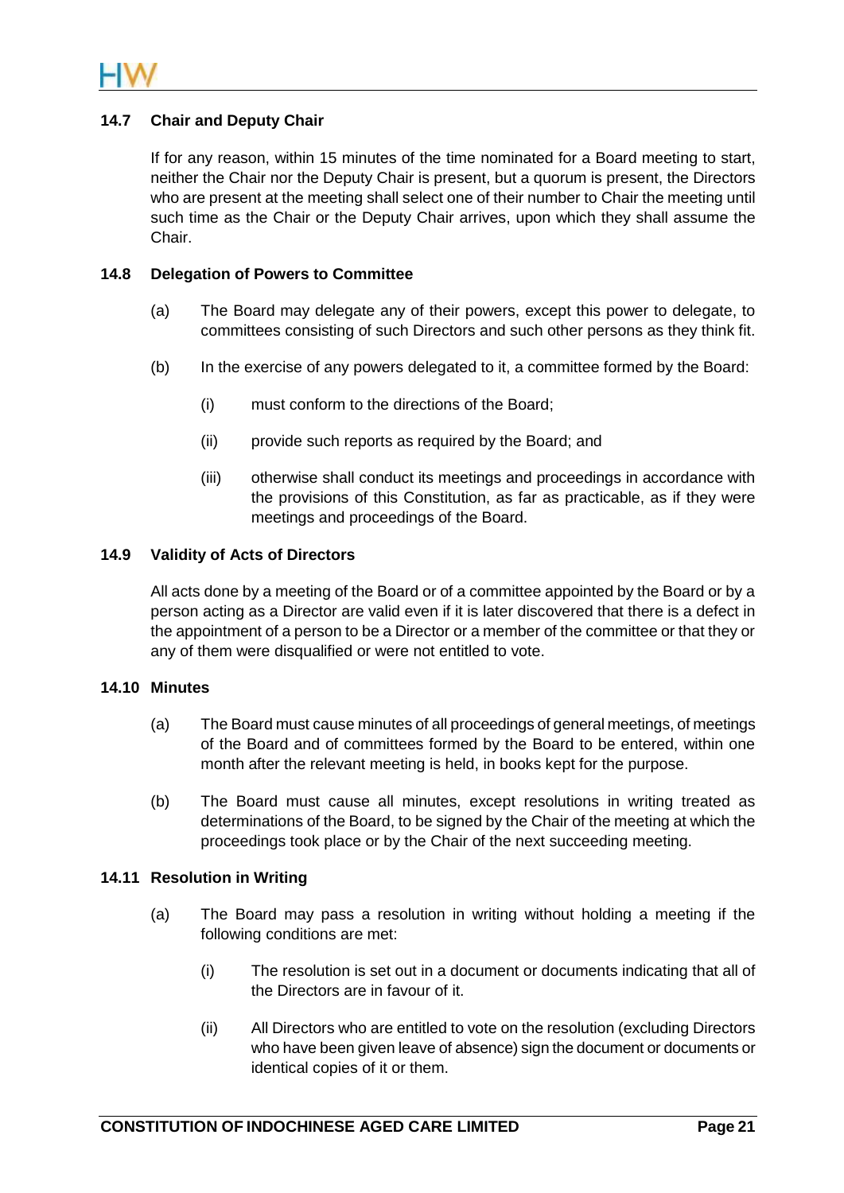### 14.7 Chair and Deputy Chair

If for any reason, within 15 minutes of the time nominated for a Board meeting to start, neither the Chair nor the Deputy Chair is present, but a quorum is present, the Directors who are present at the meeting shall select one of their number to Chair the meeting until such time as the Chair or the Deputy Chair arrives, upon which they shall assume the Chair.

### 14.8 Delegation of Powers to Committee

(a) The Board may delegate any of their powers, except this power to delegate, to committees consisting of such Directors and such other persons as they think fit.

(b) In the exercise of any powers delegated to it, a committee formed by the Board:

  (i) must conform to the directions of the Board;

  (ii) provide such reports as required by the Board; and

  (iii) otherwise shall conduct its meetings and proceedings in accordance with the provisions of this Constitution, as far as practicable, as if they were meetings and proceedings of the Board.

### 14.9 Validity of Acts of Directors

All acts done by a meeting of the Board or of a committee appointed by the Board or by a person acting as a Director are valid even if it is later discovered that there is a defect in the appointment of a person to be a Director or a member of the committee or that they or any of them were disqualified or were not entitled to vote.

### 14.10 Minutes

(a) The Board must cause minutes of all proceedings of general meetings, of meetings of the Board and of committees formed by the Board to be entered, within one month after the relevant meeting is held, in books kept for the purpose.

(b) The Board must cause all minutes, except resolutions in writing treated as determinations of the Board, to be signed by the Chair of the meeting at which the proceedings took place or by the Chair of the next succeeding meeting.

### 14.11 Resolution in Writing

(a) The Board may pass a resolution in writing without holding a meeting if the following conditions are met:

  (i) The resolution is set out in a document or documents indicating that all of the Directors are in favour of it.

  (ii) All Directors who are entitled to vote on the resolution (excluding Directors who have been given leave of absence) sign the document or documents or identical copies of it or them.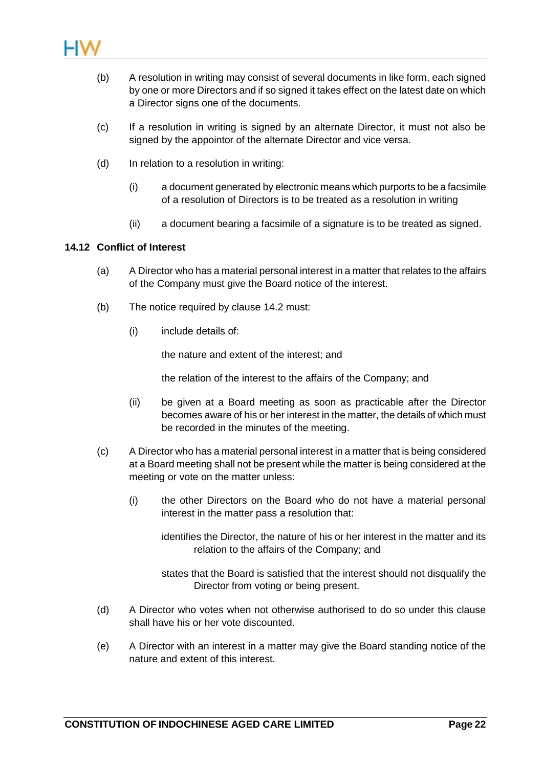(b) A resolution in writing may consist of several documents in like form, each signed by one or more Directors and if so signed it takes effect on the latest date on which a Director signs one of the documents.

(c) If a resolution in writing is signed by an alternate Director, it must not also be signed by the appointor of the alternate Director and vice versa.

(d) In relation to a resolution in writing:

  (i) a document generated by electronic means which purports to be a facsimile of a resolution of Directors is to be treated as a resolution in writing

  (ii) a document bearing a facsimile of a signature is to be treated as signed.

### 14.12 Conflict of Interest

(a) A Director who has a material personal interest in a matter that relates to the affairs of the Company must give the Board notice of the interest.

(b) The notice required by clause 14.2 must:

  (i) include details of:

  the nature and extent of the interest; and

  the relation of the interest to the affairs of the Company; and

  (ii) be given at a Board meeting as soon as practicable after the Director becomes aware of his or her interest in the matter, the details of which must be recorded in the minutes of the meeting.

(c) A Director who has a material personal interest in a matter that is being considered at a Board meeting shall not be present while the matter is being considered at the meeting or vote on the matter unless:

  (i) the other Directors on the Board who do not have a material personal interest in the matter pass a resolution that:

  identifies the Director, the nature of his or her interest in the matter and its relation to the affairs of the Company; and

  states that the Board is satisfied that the interest should not disqualify the Director from voting or being present.

(d) A Director who votes when not otherwise authorised to do so under this clause shall have his or her vote discounted.

(e) A Director with an interest in a matter may give the Board standing notice of the nature and extent of this interest.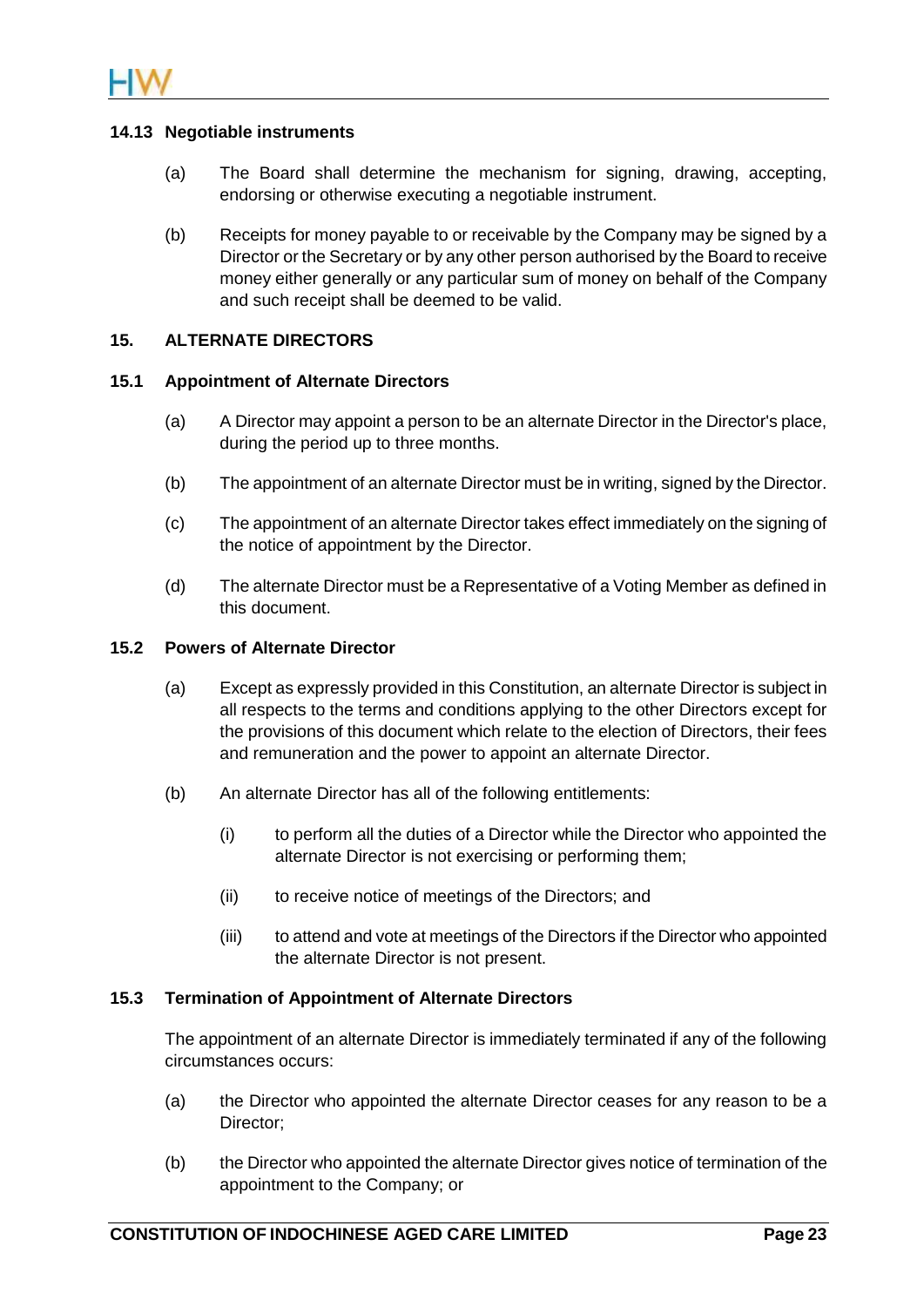### 14.13 Negotiable instruments

(a) The Board shall determine the mechanism for signing, drawing, accepting, endorsing or otherwise executing a negotiable instrument.

(b) Receipts for money payable to or receivable by the Company may be signed by a Director or the Secretary or by any other person authorised by the Board to receive money either generally or any particular sum of money on behalf of the Company and such receipt shall be deemed to be valid.

## 15. ALTERNATE DIRECTORS

### 15.1 Appointment of Alternate Directors

(a) A Director may appoint a person to be an alternate Director in the Director's place, during the period up to three months.

(b) The appointment of an alternate Director must be in writing, signed by the Director.

(c) The appointment of an alternate Director takes effect immediately on the signing of the notice of appointment by the Director.

(d) The alternate Director must be a Representative of a Voting Member as defined in this document.

### 15.2 Powers of Alternate Director

(a) Except as expressly provided in this Constitution, an alternate Director is subject in all respects to the terms and conditions applying to the other Directors except for the provisions of this document which relate to the election of Directors, their fees and remuneration and the power to appoint an alternate Director.

(b) An alternate Director has all of the following entitlements:

(i) to perform all the duties of a Director while the Director who appointed the alternate Director is not exercising or performing them;

(ii) to receive notice of meetings of the Directors; and

(iii) to attend and vote at meetings of the Directors if the Director who appointed the alternate Director is not present.

### 15.3 Termination of Appointment of Alternate Directors

The appointment of an alternate Director is immediately terminated if any of the following circumstances occurs:

(a) the Director who appointed the alternate Director ceases for any reason to be a Director;

(b) the Director who appointed the alternate Director gives notice of termination of the appointment to the Company; or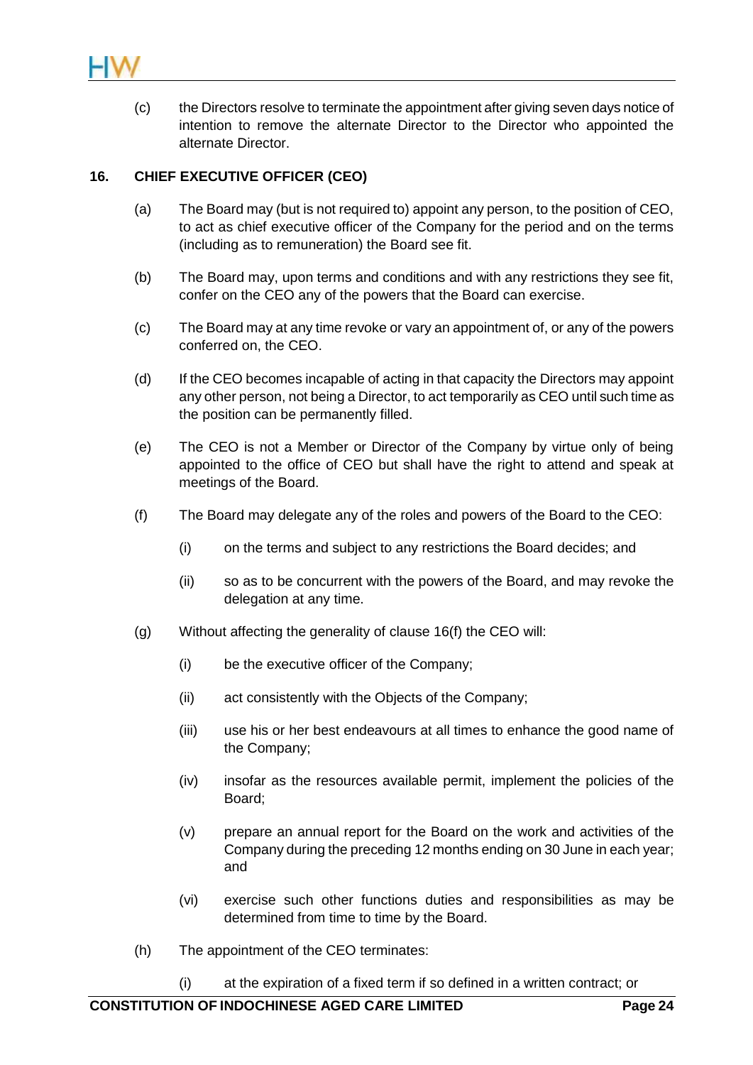(c) the Directors resolve to terminate the appointment after giving seven days notice of intention to remove the alternate Director to the Director who appointed the alternate Director.

## 16. CHIEF EXECUTIVE OFFICER (CEO)

(a) The Board may (but is not required to) appoint any person, to the position of CEO, to act as chief executive officer of the Company for the period and on the terms (including as to remuneration) the Board see fit.

(b) The Board may, upon terms and conditions and with any restrictions they see fit, confer on the CEO any of the powers that the Board can exercise.

(c) The Board may at any time revoke or vary an appointment of, or any of the powers conferred on, the CEO.

(d) If the CEO becomes incapable of acting in that capacity the Directors may appoint any other person, not being a Director, to act temporarily as CEO until such time as the position can be permanently filled.

(e) The CEO is not a Member or Director of the Company by virtue only of being appointed to the office of CEO but shall have the right to attend and speak at meetings of the Board.

(f) The Board may delegate any of the roles and powers of the Board to the CEO:

(i) on the terms and subject to any restrictions the Board decides; and

(ii) so as to be concurrent with the powers of the Board, and may revoke the delegation at any time.

(g) Without affecting the generality of clause 16(f) the CEO will:

(i) be the executive officer of the Company;

(ii) act consistently with the Objects of the Company;

(iii) use his or her best endeavours at all times to enhance the good name of the Company;

(iv) insofar as the resources available permit, implement the policies of the Board;

(v) prepare an annual report for the Board on the work and activities of the Company during the preceding 12 months ending on 30 June in each year; and

(vi) exercise such other functions duties and responsibilities as may be determined from time to time by the Board.

(h) The appointment of the CEO terminates:

(i) at the expiration of a fixed term if so defined in a written contract; or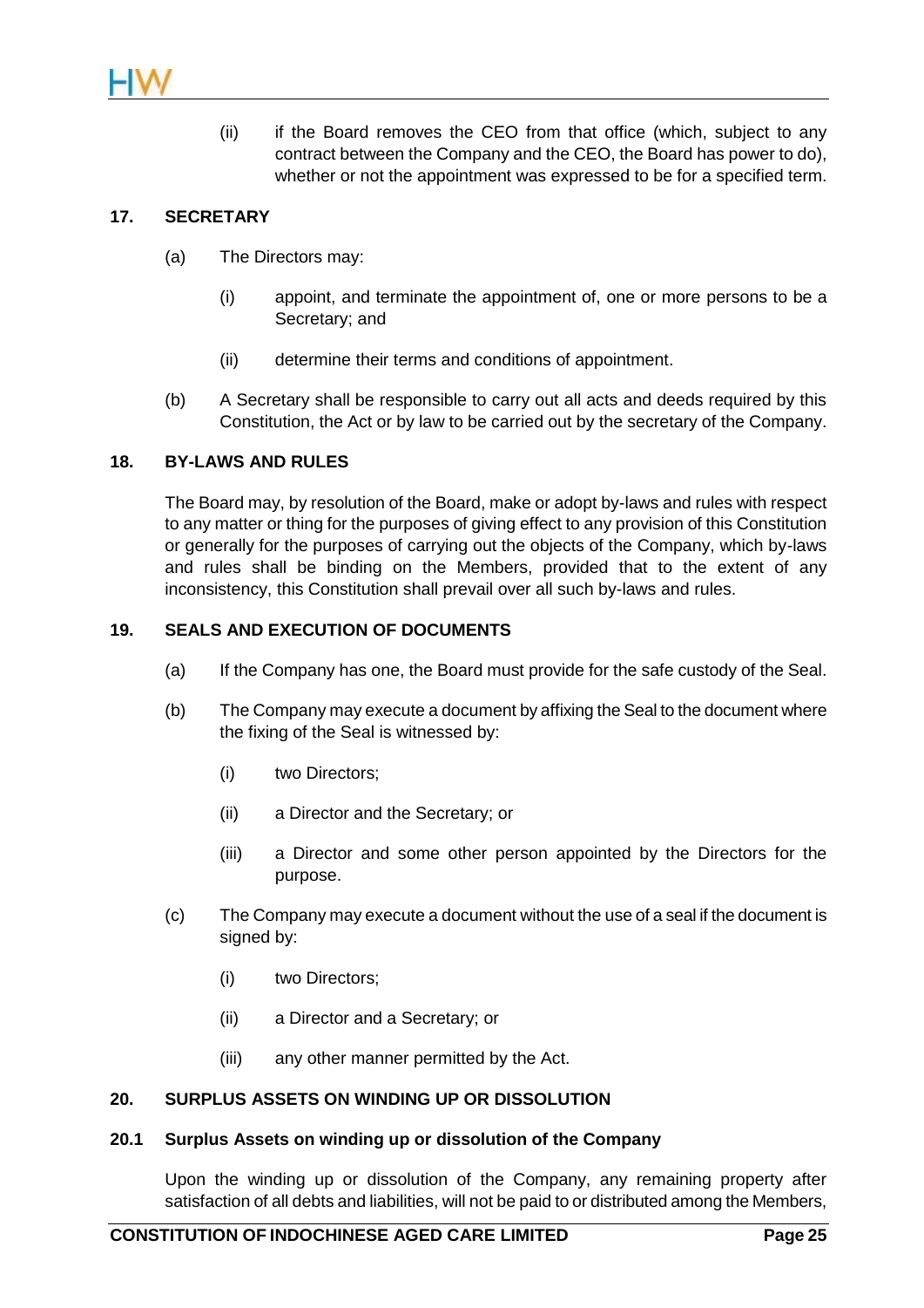(ii) if the Board removes the CEO from that office (which, subject to any contract between the Company and the CEO, the Board has power to do), whether or not the appointment was expressed to be for a specified term.

## 17. SECRETARY

(a) The Directors may:

(i) appoint, and terminate the appointment of, one or more persons to be a Secretary; and

(ii) determine their terms and conditions of appointment.

(b) A Secretary shall be responsible to carry out all acts and deeds required by this Constitution, the Act or by law to be carried out by the secretary of the Company.

## 18. BY-LAWS AND RULES

The Board may, by resolution of the Board, make or adopt by-laws and rules with respect to any matter or thing for the purposes of giving effect to any provision of this Constitution or generally for the purposes of carrying out the objects of the Company, which by-laws and rules shall be binding on the Members, provided that to the extent of any inconsistency, this Constitution shall prevail over all such by-laws and rules.

## 19. SEALS AND EXECUTION OF DOCUMENTS

(a) If the Company has one, the Board must provide for the safe custody of the Seal.

(b) The Company may execute a document by affixing the Seal to the document where the fixing of the Seal is witnessed by:

(i) two Directors;

(ii) a Director and the Secretary; or

(iii) a Director and some other person appointed by the Directors for the purpose.

(c) The Company may execute a document without the use of a seal if the document is signed by:

(i) two Directors;

(ii) a Director and a Secretary; or

(iii) any other manner permitted by the Act.

## 20. SURPLUS ASSETS ON WINDING UP OR DISSOLUTION

### 20.1 Surplus Assets on winding up or dissolution of the Company

Upon the winding up or dissolution of the Company, any remaining property after satisfaction of all debts and liabilities, will not be paid to or distributed among the Members,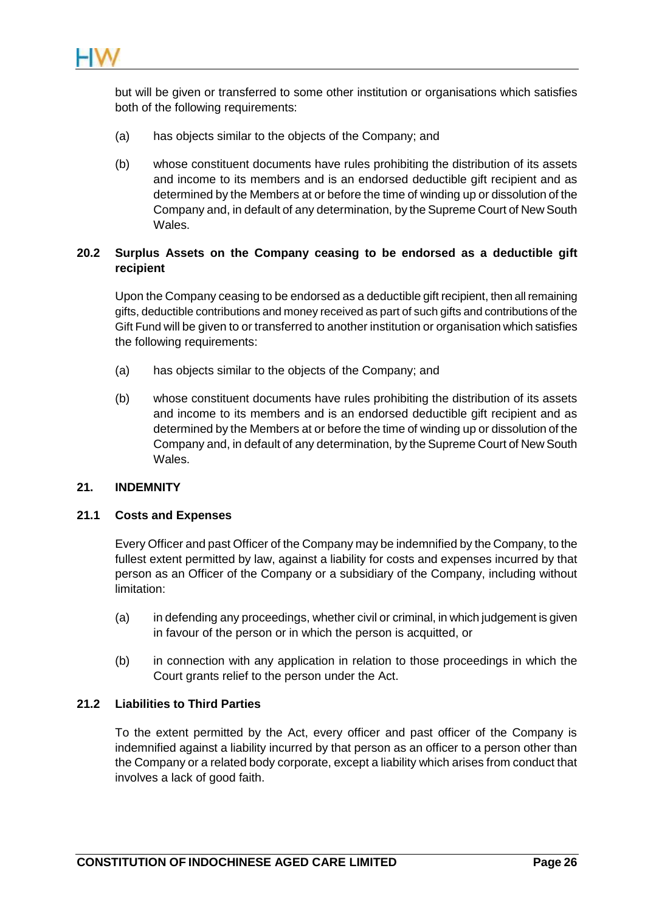but will be given or transferred to some other institution or organisations which satisfies both of the following requirements:

(a) has objects similar to the objects of the Company; and

(b) whose constituent documents have rules prohibiting the distribution of its assets and income to its members and is an endorsed deductible gift recipient and as determined by the Members at or before the time of winding up or dissolution of the Company and, in default of any determination, by the Supreme Court of New South Wales.

### 20.2 Surplus Assets on the Company ceasing to be endorsed as a deductible gift recipient

Upon the Company ceasing to be endorsed as a deductible gift recipient, then all remaining gifts, deductible contributions and money received as part of such gifts and contributions of the Gift Fund will be given to or transferred to another institution or organisation which satisfies the following requirements:

(a) has objects similar to the objects of the Company; and

(b) whose constituent documents have rules prohibiting the distribution of its assets and income to its members and is an endorsed deductible gift recipient and as determined by the Members at or before the time of winding up or dissolution of the Company and, in default of any determination, by the Supreme Court of New South Wales.

## 21. INDEMNITY

### 21.1 Costs and Expenses

Every Officer and past Officer of the Company may be indemnified by the Company, to the fullest extent permitted by law, against a liability for costs and expenses incurred by that person as an Officer of the Company or a subsidiary of the Company, including without limitation:

(a) in defending any proceedings, whether civil or criminal, in which judgement is given in favour of the person or in which the person is acquitted, or

(b) in connection with any application in relation to those proceedings in which the Court grants relief to the person under the Act.

### 21.2 Liabilities to Third Parties

To the extent permitted by the Act, every officer and past officer of the Company is indemnified against a liability incurred by that person as an officer to a person other than the Company or a related body corporate, except a liability which arises from conduct that involves a lack of good faith.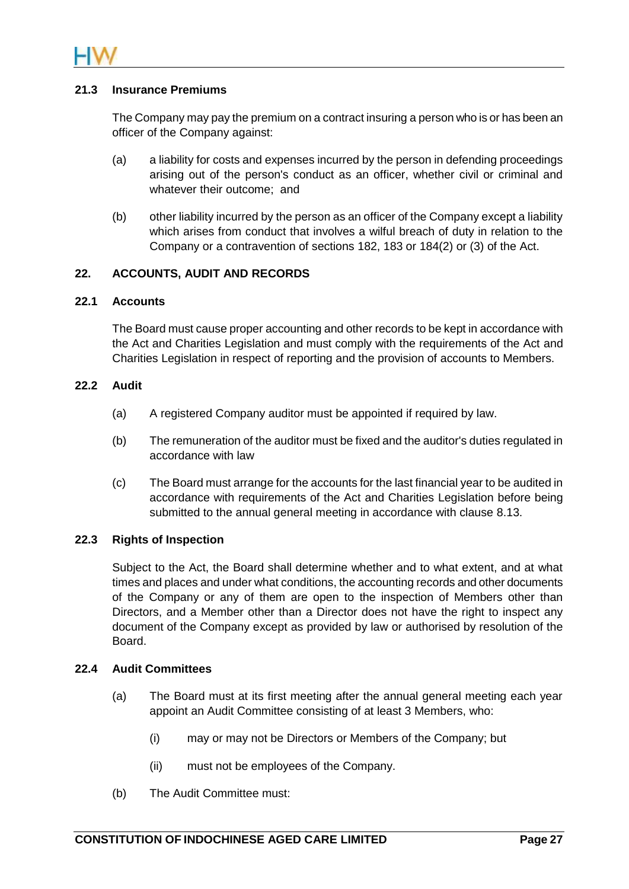### 21.3 Insurance Premiums

The Company may pay the premium on a contract insuring a person who is or has been an officer of the Company against:

(a) a liability for costs and expenses incurred by the person in defending proceedings arising out of the person's conduct as an officer, whether civil or criminal and whatever their outcome; and

(b) other liability incurred by the person as an officer of the Company except a liability which arises from conduct that involves a wilful breach of duty in relation to the Company or a contravention of sections 182, 183 or 184(2) or (3) of the Act.

## 22. ACCOUNTS, AUDIT AND RECORDS

### 22.1 Accounts

The Board must cause proper accounting and other records to be kept in accordance with the Act and Charities Legislation and must comply with the requirements of the Act and Charities Legislation in respect of reporting and the provision of accounts to Members.

### 22.2 Audit

(a) A registered Company auditor must be appointed if required by law.

(b) The remuneration of the auditor must be fixed and the auditor's duties regulated in accordance with law

(c) The Board must arrange for the accounts for the last financial year to be audited in accordance with requirements of the Act and Charities Legislation before being submitted to the annual general meeting in accordance with clause 8.13.

### 22.3 Rights of Inspection

Subject to the Act, the Board shall determine whether and to what extent, and at what times and places and under what conditions, the accounting records and other documents of the Company or any of them are open to the inspection of Members other than Directors, and a Member other than a Director does not have the right to inspect any document of the Company except as provided by law or authorised by resolution of the Board.

### 22.4 Audit Committees

(a) The Board must at its first meeting after the annual general meeting each year appoint an Audit Committee consisting of at least 3 Members, who:

   (i) may or may not be Directors or Members of the Company; but

   (ii) must not be employees of the Company.

(b) The Audit Committee must: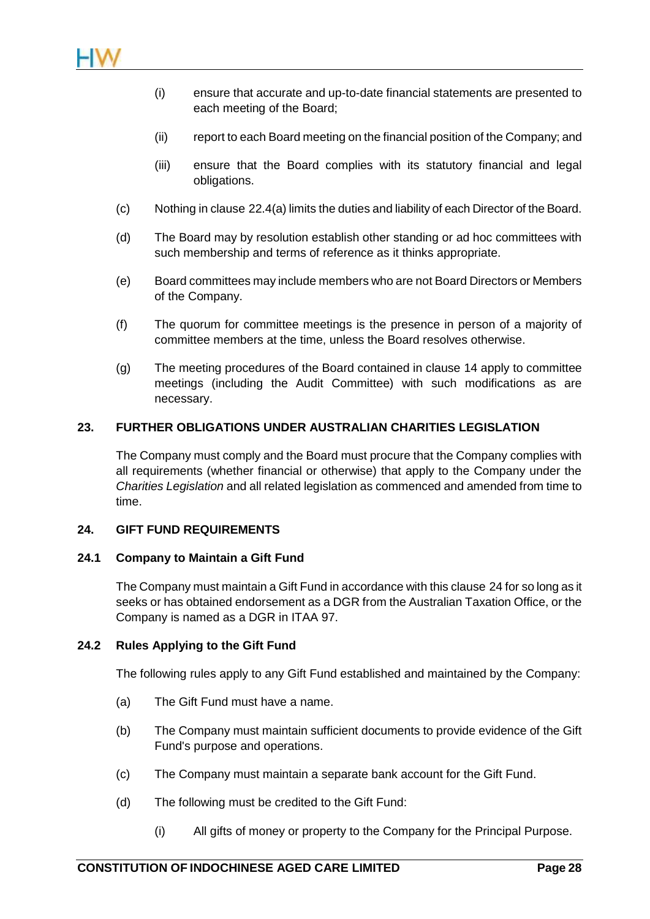(i) ensure that accurate and up-to-date financial statements are presented to each meeting of the Board;

(ii) report to each Board meeting on the financial position of the Company; and

(iii) ensure that the Board complies with its statutory financial and legal obligations.

(c) Nothing in clause 22.4(a) limits the duties and liability of each Director of the Board.

(d) The Board may by resolution establish other standing or ad hoc committees with such membership and terms of reference as it thinks appropriate.

(e) Board committees may include members who are not Board Directors or Members of the Company.

(f) The quorum for committee meetings is the presence in person of a majority of committee members at the time, unless the Board resolves otherwise.

(g) The meeting procedures of the Board contained in clause 14 apply to committee meetings (including the Audit Committee) with such modifications as are necessary.

## 23. FURTHER OBLIGATIONS UNDER AUSTRALIAN CHARITIES LEGISLATION

The Company must comply and the Board must procure that the Company complies with all requirements (whether financial or otherwise) that apply to the Company under the *Charities Legislation* and all related legislation as commenced and amended from time to time.

## 24. GIFT FUND REQUIREMENTS

### 24.1 Company to Maintain a Gift Fund

The Company must maintain a Gift Fund in accordance with this clause 24 for so long as it seeks or has obtained endorsement as a DGR from the Australian Taxation Office, or the Company is named as a DGR in ITAA 97.

### 24.2 Rules Applying to the Gift Fund

The following rules apply to any Gift Fund established and maintained by the Company:

(a) The Gift Fund must have a name.

(b) The Company must maintain sufficient documents to provide evidence of the Gift Fund's purpose and operations.

(c) The Company must maintain a separate bank account for the Gift Fund.

(d) The following must be credited to the Gift Fund:

(i) All gifts of money or property to the Company for the Principal Purpose.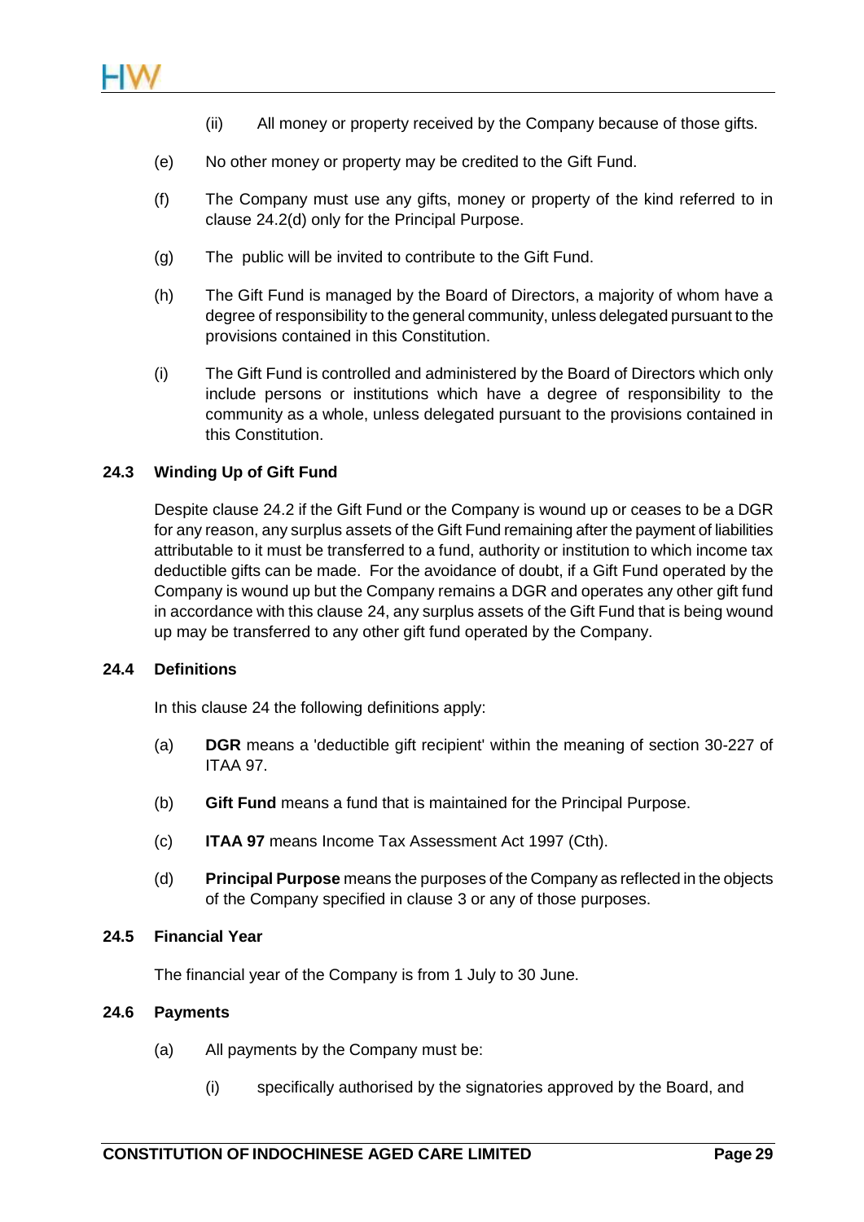(ii) All money or property received by the Company because of those gifts.

(e) No other money or property may be credited to the Gift Fund.

(f) The Company must use any gifts, money or property of the kind referred to in clause 24.2(d) only for the Principal Purpose.

(g) The public will be invited to contribute to the Gift Fund.

(h) The Gift Fund is managed by the Board of Directors, a majority of whom have a degree of responsibility to the general community, unless delegated pursuant to the provisions contained in this Constitution.

(i) The Gift Fund is controlled and administered by the Board of Directors which only include persons or institutions which have a degree of responsibility to the community as a whole, unless delegated pursuant to the provisions contained in this Constitution.

### 24.3 Winding Up of Gift Fund

Despite clause 24.2 if the Gift Fund or the Company is wound up or ceases to be a DGR for any reason, any surplus assets of the Gift Fund remaining after the payment of liabilities attributable to it must be transferred to a fund, authority or institution to which income tax deductible gifts can be made. For the avoidance of doubt, if a Gift Fund operated by the Company is wound up but the Company remains a DGR and operates any other gift fund in accordance with this clause 24, any surplus assets of the Gift Fund that is being wound up may be transferred to any other gift fund operated by the Company.

### 24.4 Definitions

In this clause 24 the following definitions apply:

(a) **DGR** means a 'deductible gift recipient' within the meaning of section 30-227 of ITAA 97.

(b) **Gift Fund** means a fund that is maintained for the Principal Purpose.

(c) **ITAA 97** means Income Tax Assessment Act 1997 (Cth).

(d) **Principal Purpose** means the purposes of the Company as reflected in the objects of the Company specified in clause 3 or any of those purposes.

### 24.5 Financial Year

The financial year of the Company is from 1 July to 30 June.

### 24.6 Payments

(a) All payments by the Company must be:

(i) specifically authorised by the signatories approved by the Board, and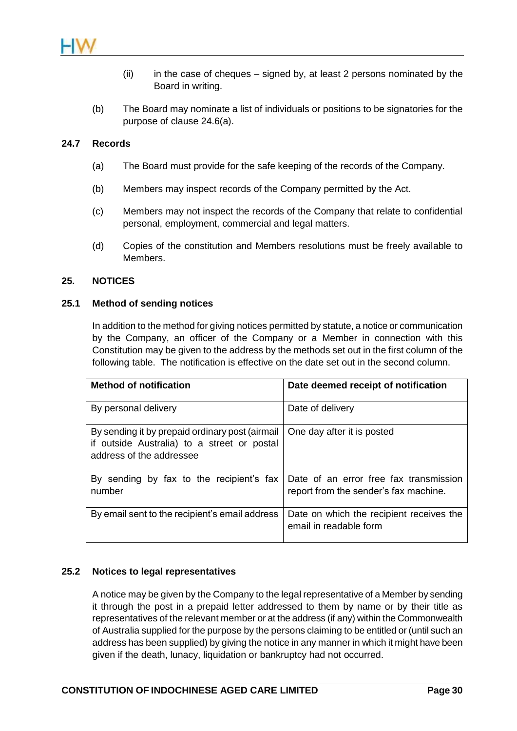(ii) in the case of cheques – signed by, at least 2 persons nominated by the Board in writing.

(b) The Board may nominate a list of individuals or positions to be signatories for the purpose of clause 24.6(a).

### 24.7 Records

(a) The Board must provide for the safe keeping of the records of the Company.

(b) Members may inspect records of the Company permitted by the Act.

(c) Members may not inspect the records of the Company that relate to confidential personal, employment, commercial and legal matters.

(d) Copies of the constitution and Members resolutions must be freely available to Members.

## 25. NOTICES

### 25.1 Method of sending notices

In addition to the method for giving notices permitted by statute, a notice or communication by the Company, an officer of the Company or a Member in connection with this Constitution may be given to the address by the methods set out in the first column of the following table. The notification is effective on the date set out in the second column.

| Method of notification | Date deemed receipt of notification |
|---|---|
| By personal delivery | Date of delivery |
| By sending it by prepaid ordinary post (airmail if outside Australia) to a street or postal address of the addressee | One day after it is posted |
| By sending by fax to the recipient's fax number | Date of an error free fax transmission report from the sender's fax machine. |
| By email sent to the recipient's email address | Date on which the recipient receives the email in readable form |

### 25.2 Notices to legal representatives

A notice may be given by the Company to the legal representative of a Member by sending it through the post in a prepaid letter addressed to them by name or by their title as representatives of the relevant member or at the address (if any) within the Commonwealth of Australia supplied for the purpose by the persons claiming to be entitled or (until such an address has been supplied) by giving the notice in any manner in which it might have been given if the death, lunacy, liquidation or bankruptcy had not occurred.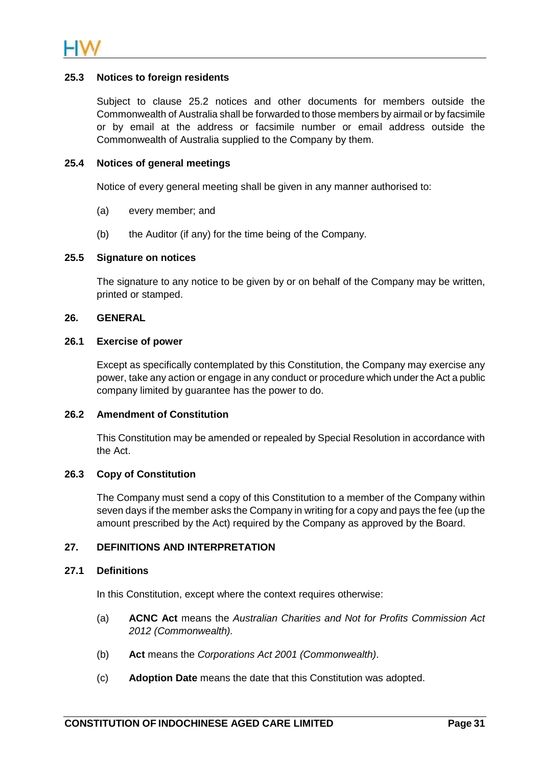### 25.3 Notices to foreign residents

Subject to clause 25.2 notices and other documents for members outside the Commonwealth of Australia shall be forwarded to those members by airmail or by facsimile or by email at the address or facsimile number or email address outside the Commonwealth of Australia supplied to the Company by them.

### 25.4 Notices of general meetings

Notice of every general meeting shall be given in any manner authorised to:

(a) every member; and

(b) the Auditor (if any) for the time being of the Company.

### 25.5 Signature on notices

The signature to any notice to be given by or on behalf of the Company may be written, printed or stamped.

## 26. GENERAL

### 26.1 Exercise of power

Except as specifically contemplated by this Constitution, the Company may exercise any power, take any action or engage in any conduct or procedure which under the Act a public company limited by guarantee has the power to do.

### 26.2 Amendment of Constitution

This Constitution may be amended or repealed by Special Resolution in accordance with the Act.

### 26.3 Copy of Constitution

The Company must send a copy of this Constitution to a member of the Company within seven days if the member asks the Company in writing for a copy and pays the fee (up the amount prescribed by the Act) required by the Company as approved by the Board.

## 27. DEFINITIONS AND INTERPRETATION

### 27.1 Definitions

In this Constitution, except where the context requires otherwise:

(a) **ACNC Act** means the *Australian Charities and Not for Profits Commission Act 2012 (Commonwealth).*

(b) **Act** means the *Corporations Act 2001 (Commonwealth)*.

(c) **Adoption Date** means the date that this Constitution was adopted.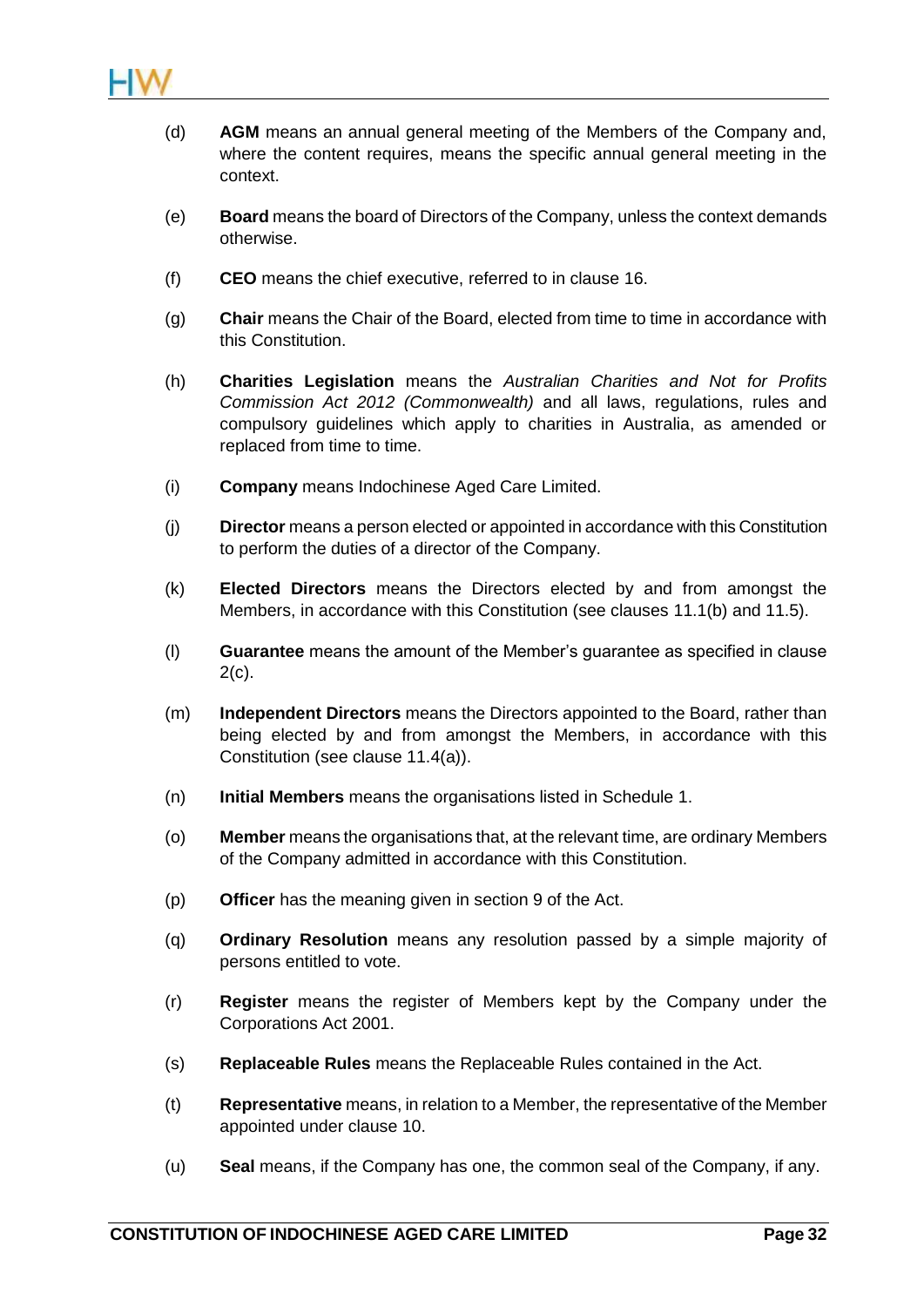(d) **AGM** means an annual general meeting of the Members of the Company and, where the content requires, means the specific annual general meeting in the context.

(e) **Board** means the board of Directors of the Company, unless the context demands otherwise.

(f) **CEO** means the chief executive, referred to in clause 16.

(g) **Chair** means the Chair of the Board, elected from time to time in accordance with this Constitution.

(h) **Charities Legislation** means the *Australian Charities and Not for Profits Commission Act 2012 (Commonwealth)* and all laws, regulations, rules and compulsory guidelines which apply to charities in Australia, as amended or replaced from time to time.

(i) **Company** means Indochinese Aged Care Limited.

(j) **Director** means a person elected or appointed in accordance with this Constitution to perform the duties of a director of the Company.

(k) **Elected Directors** means the Directors elected by and from amongst the Members, in accordance with this Constitution (see clauses 11.1(b) and 11.5).

(l) **Guarantee** means the amount of the Member's guarantee as specified in clause 2(c).

(m) **Independent Directors** means the Directors appointed to the Board, rather than being elected by and from amongst the Members, in accordance with this Constitution (see clause 11.4(a)).

(n) **Initial Members** means the organisations listed in Schedule 1.

(o) **Member** means the organisations that, at the relevant time, are ordinary Members of the Company admitted in accordance with this Constitution.

(p) **Officer** has the meaning given in section 9 of the Act.

(q) **Ordinary Resolution** means any resolution passed by a simple majority of persons entitled to vote.

(r) **Register** means the register of Members kept by the Company under the Corporations Act 2001.

(s) **Replaceable Rules** means the Replaceable Rules contained in the Act.

(t) **Representative** means, in relation to a Member, the representative of the Member appointed under clause 10.

(u) **Seal** means, if the Company has one, the common seal of the Company, if any.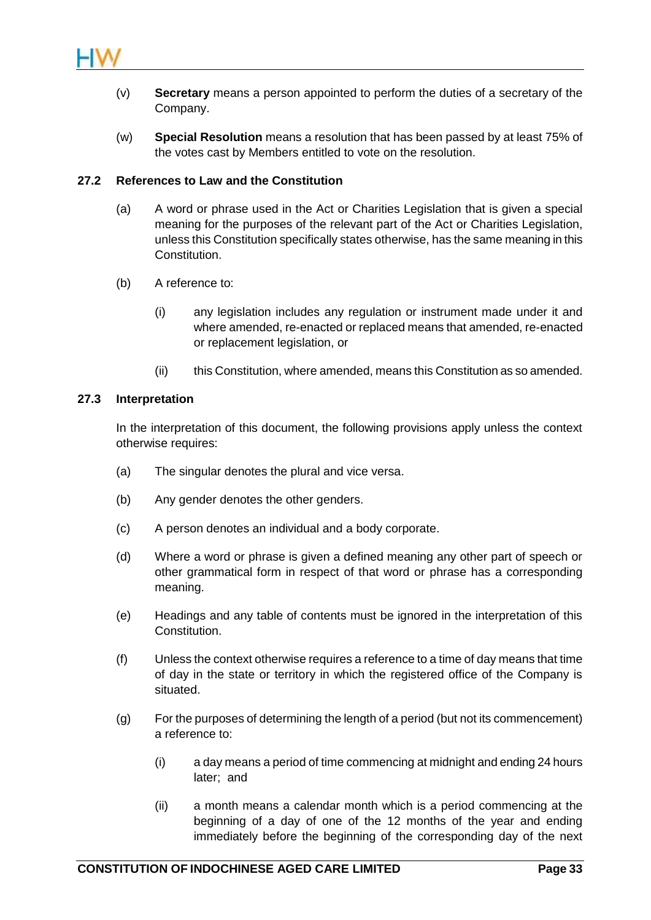(v) **Secretary** means a person appointed to perform the duties of a secretary of the Company.

(w) **Special Resolution** means a resolution that has been passed by at least 75% of the votes cast by Members entitled to vote on the resolution.

### 27.2 References to Law and the Constitution

(a) A word or phrase used in the Act or Charities Legislation that is given a special meaning for the purposes of the relevant part of the Act or Charities Legislation, unless this Constitution specifically states otherwise, has the same meaning in this Constitution.

(b) A reference to:

(i) any legislation includes any regulation or instrument made under it and where amended, re-enacted or replaced means that amended, re-enacted or replacement legislation, or

(ii) this Constitution, where amended, means this Constitution as so amended.

### 27.3 Interpretation

In the interpretation of this document, the following provisions apply unless the context otherwise requires:

(a) The singular denotes the plural and vice versa.

(b) Any gender denotes the other genders.

(c) A person denotes an individual and a body corporate.

(d) Where a word or phrase is given a defined meaning any other part of speech or other grammatical form in respect of that word or phrase has a corresponding meaning.

(e) Headings and any table of contents must be ignored in the interpretation of this Constitution.

(f) Unless the context otherwise requires a reference to a time of day means that time of day in the state or territory in which the registered office of the Company is situated.

(g) For the purposes of determining the length of a period (but not its commencement) a reference to:

(i) a day means a period of time commencing at midnight and ending 24 hours later; and

(ii) a month means a calendar month which is a period commencing at the beginning of a day of one of the 12 months of the year and ending immediately before the beginning of the corresponding day of the next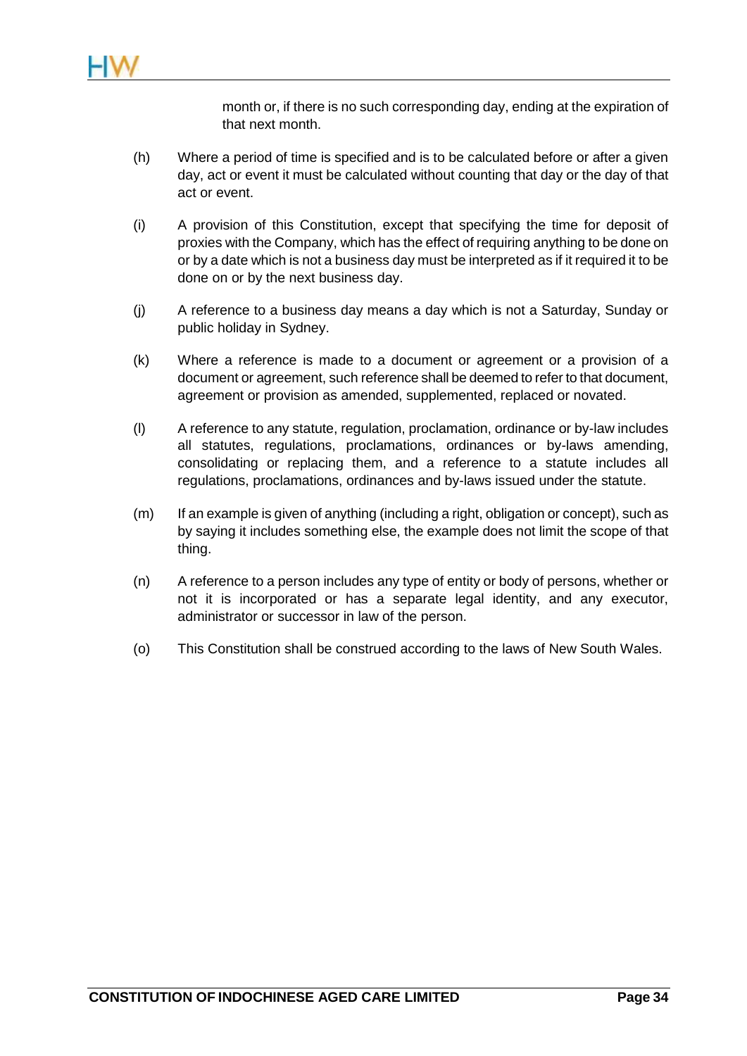month or, if there is no such corresponding day, ending at the expiration of that next month.

(h) Where a period of time is specified and is to be calculated before or after a given day, act or event it must be calculated without counting that day or the day of that act or event.

(i) A provision of this Constitution, except that specifying the time for deposit of proxies with the Company, which has the effect of requiring anything to be done on or by a date which is not a business day must be interpreted as if it required it to be done on or by the next business day.

(j) A reference to a business day means a day which is not a Saturday, Sunday or public holiday in Sydney.

(k) Where a reference is made to a document or agreement or a provision of a document or agreement, such reference shall be deemed to refer to that document, agreement or provision as amended, supplemented, replaced or novated.

(l) A reference to any statute, regulation, proclamation, ordinance or by-law includes all statutes, regulations, proclamations, ordinances or by-laws amending, consolidating or replacing them, and a reference to a statute includes all regulations, proclamations, ordinances and by-laws issued under the statute.

(m) If an example is given of anything (including a right, obligation or concept), such as by saying it includes something else, the example does not limit the scope of that thing.

(n) A reference to a person includes any type of entity or body of persons, whether or not it is incorporated or has a separate legal identity, and any executor, administrator or successor in law of the person.

(o) This Constitution shall be construed according to the laws of New South Wales.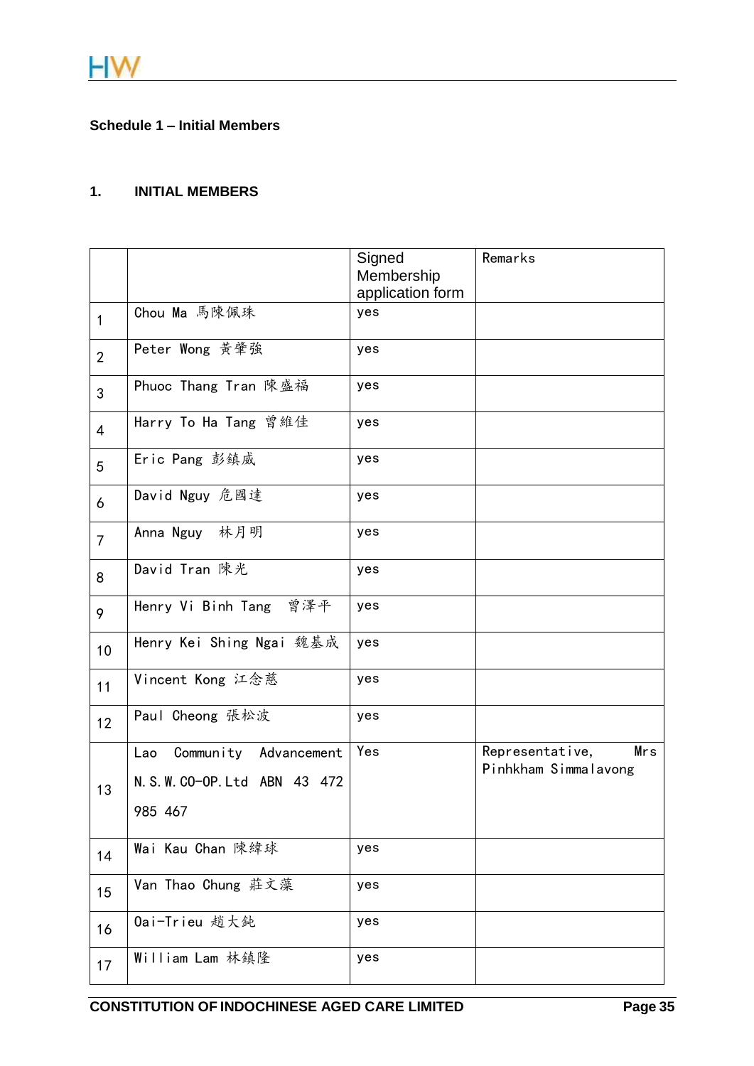## Schedule 1 – Initial Members

### 1. INITIAL MEMBERS

| | | Signed Membership application form | Remarks |
|---|---|---|---|
| 1 | Chou Ma 馬陳佩珠 | yes | |
| 2 | Peter Wong 黄肇強 | yes | |
| 3 | Phuoc Thang Tran 陳盛福 | yes | |
| 4 | Harry To Ha Tang 曾維佳 | yes | |
| 5 | Eric Pang 彭鎮威 | yes | |
| 6 | David Nguy 危國達 | yes | |
| 7 | Anna Nguy 林月明 | yes | |
| 8 | David Tran 陳光 | yes | |
| 9 | Henry Vi Binh Tang 曾澤平 | yes | |
| 10 | Henry Kei Shing Ngai 魏基成 | yes | |
| 11 | Vincent Kong 江念慈 | yes | |
| 12 | Paul Cheong 張松波 | yes | |
| 13 | Lao Community Advancement N.S.W.CO-OP.Ltd ABN 43 472 985 467 | Yes | Representative, Mrs Pinhkham Simmalavong |
| 14 | Wai Kau Chan 陳緯球 | yes | |
| 15 | Van Thao Chung 莊文藻 | yes | |
| 16 | Oai-Trieu 趙大鈍 | yes | |
| 17 | William Lam 林鎮隆 | yes | |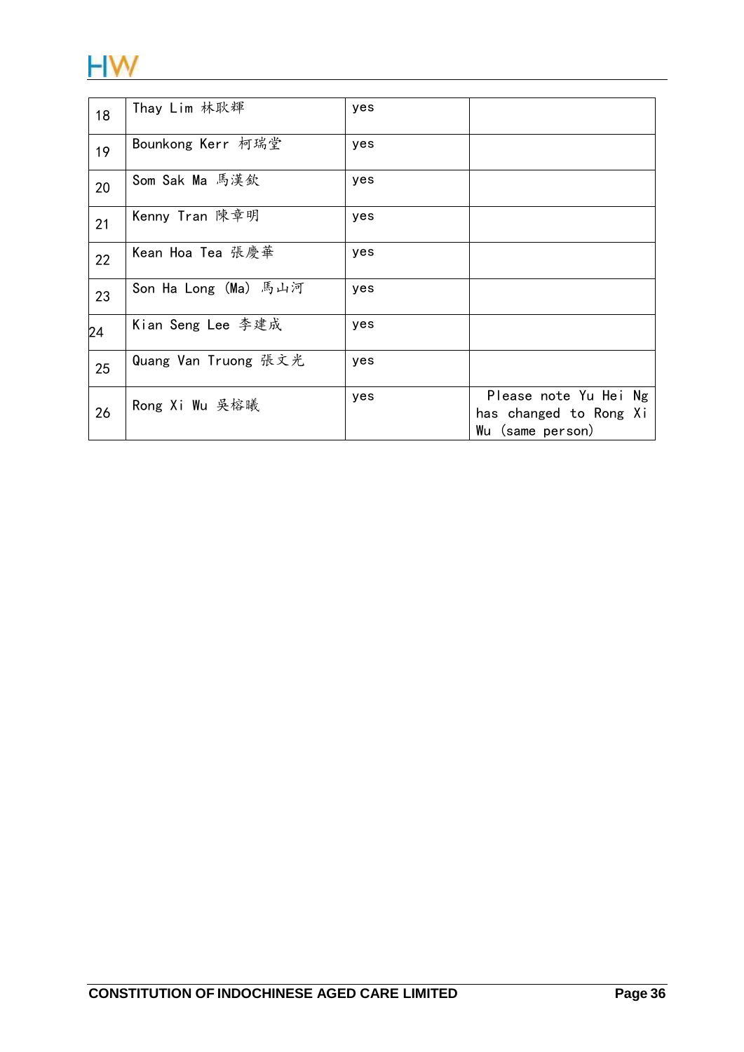| | | | |
|---|---|---|---|
| 18 | Thay Lim 林耿輝 | yes | |
| 19 | Bounkong Kerr 柯瑞堂 | yes | |
| 20 | Som Sak Ma 馬漢欽 | yes | |
| 21 | Kenny Tran 陳章明 | yes | |
| 22 | Kean Hoa Tea 張慶華 | yes | |
| 23 | Son Ha Long (Ma) 馬山河 | yes | |
| 24 | Kian Seng Lee 李建成 | yes | |
| 25 | Quang Van Truong 張文光 | yes | |
| 26 | Rong Xi Wu 吳榕曦 | yes | Please note Yu Hei Ng has changed to Rong Xi Wu (same person) |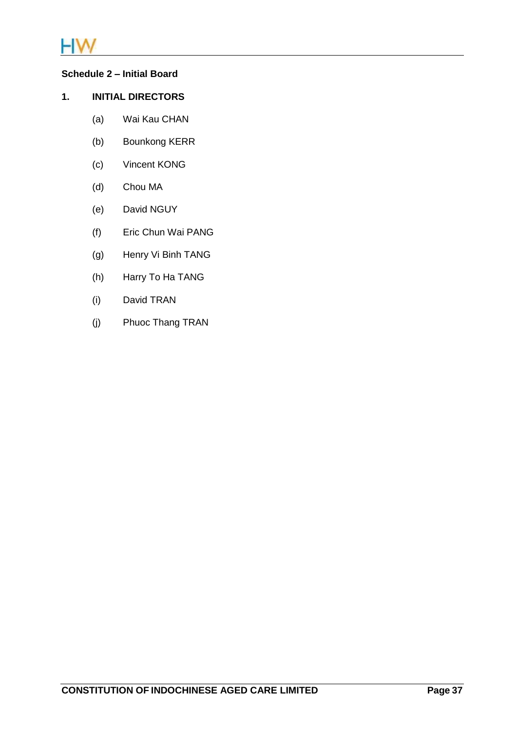## Schedule 2 – Initial Board

### 1. INITIAL DIRECTORS

(a) Wai Kau CHAN

(b) Bounkong KERR

(c) Vincent KONG

(d) Chou MA

(e) David NGUY

(f) Eric Chun Wai PANG

(g) Henry Vi Binh TANG

(h) Harry To Ha TANG

(i) David TRAN

(j) Phuoc Thang TRAN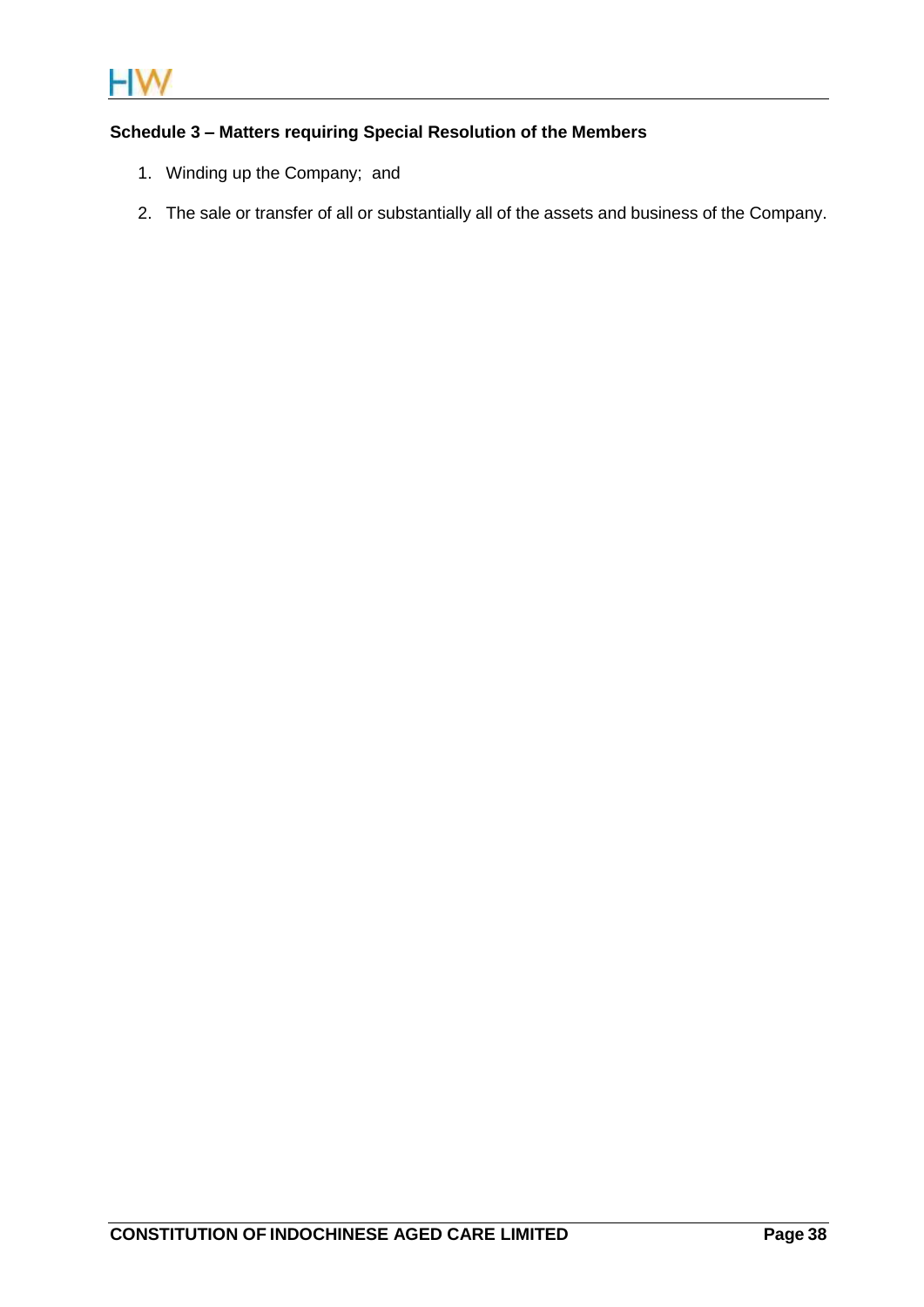## Schedule 3 – Matters requiring Special Resolution of the Members

1. Winding up the Company; and
2. The sale or transfer of all or substantially all of the assets and business of the Company.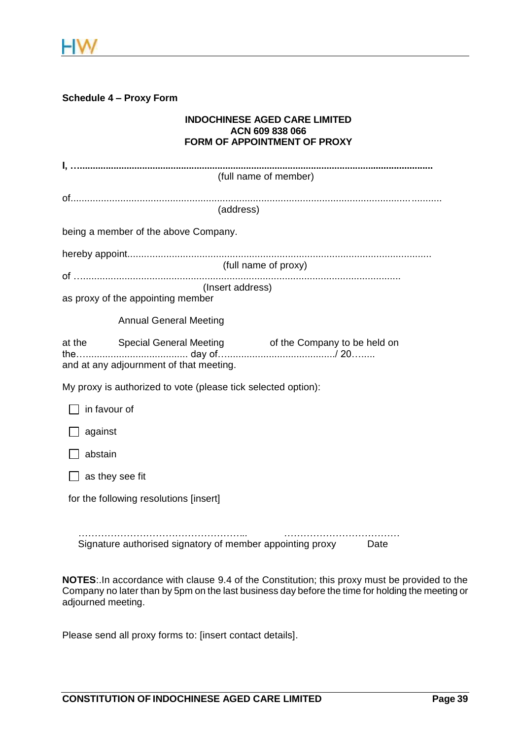**Schedule 4 – Proxy Form**

**INDOCHINESE AGED CARE LIMITED**
**ACN 609 838 066**
**FORM OF APPOINTMENT OF PROXY**

**I, ……………………………………………………………………………………………………………………**
(full name of member)

of………………………………………………………………………………………………………………………
(address)

being a member of the above Company.

hereby appoint……………………………………………………………………………………………………
(full name of proxy)

of ……………………………………………………………………………………………………………
(Insert address)

as proxy of the appointing member

Annual General Meeting

at the Special General Meeting of the Company to be held on the……………………………… day of………………………………./ 20……..

and at any adjournment of that meeting.

My proxy is authorized to vote (please tick selected option):

- ☐ in favour of
- ☐ against
- ☐ abstain
- ☐ as they see fit

for the following resolutions [insert]

……………………………………………...  ………………………………

Signature authorised signatory of member appointing proxy  Date

**NOTES**:.In accordance with clause 9.4 of the Constitution; this proxy must be provided to the Company no later than by 5pm on the last business day before the time for holding the meeting or adjourned meeting.

Please send all proxy forms to: [insert contact details].